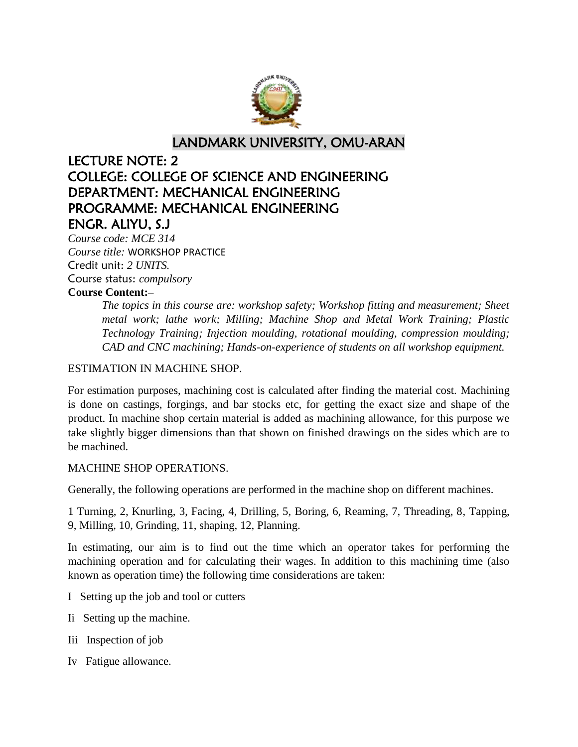# LANDMARK UNIVERSITY, OMU-ARAN

## LECTURE NOTE: 2
## COLLEGE: COLLEGE OF SCIENCE AND ENGINEERING
## DEPARTMENT: MECHANICAL ENGINEERING
## PROGRAMME: MECHANICAL ENGINEERING
## ENGR. ALIYU, S.J

*Course code: MCE 314*

*Course title:* WORKSHOP PRACTICE

Credit unit: *2 UNITS.*

Course status: *compulsory*

**Course Content:–**

> *The topics in this course are: workshop safety; Workshop fitting and measurement; Sheet metal work; lathe work; Milling; Machine Shop and Metal Work Training; Plastic Technology Training; Injection moulding, rotational moulding, compression moulding; CAD and CNC machining; Hands-on-experience of students on all workshop equipment.*

ESTIMATION IN MACHINE SHOP.

For estimation purposes, machining cost is calculated after finding the material cost. Machining is done on castings, forgings, and bar stocks etc, for getting the exact size and shape of the product. In machine shop certain material is added as machining allowance, for this purpose we take slightly bigger dimensions than that shown on finished drawings on the sides which are to be machined.

MACHINE SHOP OPERATIONS.

Generally, the following operations are performed in the machine shop on different machines.

1 Turning, 2, Knurling, 3, Facing, 4, Drilling, 5, Boring, 6, Reaming, 7, Threading, 8, Tapping, 9, Milling, 10, Grinding, 11, shaping, 12, Planning.

In estimating, our aim is to find out the time which an operator takes for performing the machining operation and for calculating their wages. In addition to this machining time (also known as operation time) the following time considerations are taken:

I Setting up the job and tool or cutters

Ii Setting up the machine.

Iii Inspection of job

Iv Fatigue allowance.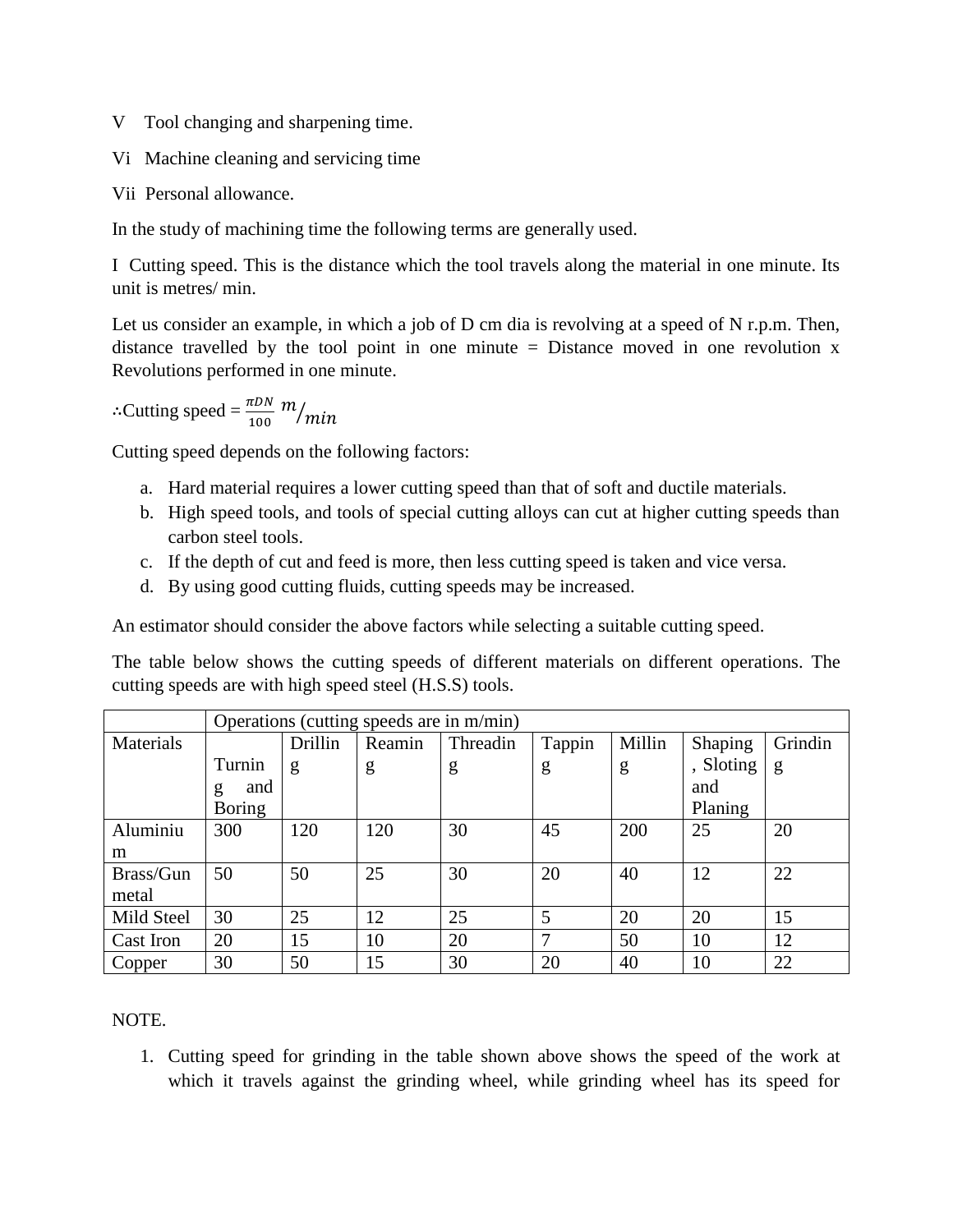V Tool changing and sharpening time.

Vi Machine cleaning and servicing time

Vii Personal allowance.

In the study of machining time the following terms are generally used.

I Cutting speed. This is the distance which the tool travels along the material in one minute. Its unit is metres/ min.

Let us consider an example, in which a job of D cm dia is revolving at a speed of N r.p.m. Then, distance travelled by the tool point in one minute = Distance moved in one revolution x Revolutions performed in one minute.

∴Cutting speed = $\frac{\pi DN}{100}$ $m/_{min}$

Cutting speed depends on the following factors:

a. Hard material requires a lower cutting speed than that of soft and ductile materials.
b. High speed tools, and tools of special cutting alloys can cut at higher cutting speeds than carbon steel tools.
c. If the depth of cut and feed is more, then less cutting speed is taken and vice versa.
d. By using good cutting fluids, cutting speeds may be increased.

An estimator should consider the above factors while selecting a suitable cutting speed.

The table below shows the cutting speeds of different materials on different operations. The cutting speeds are with high speed steel (H.S.S) tools.

| | Operations (cutting speeds are in m/min) | | | | | | | |
|---|---|---|---|---|---|---|---|---|
| Materials | Turning and Boring | Drilling | Reaming | Threading | Tapping | Milling | Shaping, Sloting and Planing | Grinding |
| Aluminium | 300 | 120 | 120 | 30 | 45 | 200 | 25 | 20 |
| Brass/Gun metal | 50 | 50 | 25 | 30 | 20 | 40 | 12 | 22 |
| Mild Steel | 30 | 25 | 12 | 25 | 5 | 20 | 20 | 15 |
| Cast Iron | 20 | 15 | 10 | 20 | 7 | 50 | 10 | 12 |
| Copper | 30 | 50 | 15 | 30 | 20 | 40 | 10 | 22 |

NOTE.

1. Cutting speed for grinding in the table shown above shows the speed of the work at which it travels against the grinding wheel, while grinding wheel has its speed for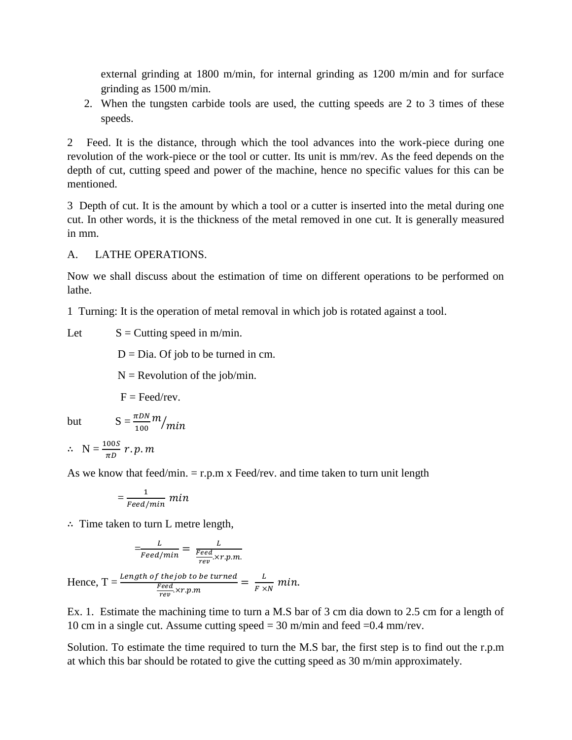external grinding at 1800 m/min, for internal grinding as 1200 m/min and for surface grinding as 1500 m/min.

2. When the tungsten carbide tools are used, the cutting speeds are 2 to 3 times of these speeds.

2 Feed. It is the distance, through which the tool advances into the work-piece during one revolution of the work-piece or the tool or cutter. Its unit is mm/rev. As the feed depends on the depth of cut, cutting speed and power of the machine, hence no specific values for this can be mentioned.

3 Depth of cut. It is the amount by which a tool or a cutter is inserted into the metal during one cut. In other words, it is the thickness of the metal removed in one cut. It is generally measured in mm.

A. LATHE OPERATIONS.

Now we shall discuss about the estimation of time on different operations to be performed on lathe.

1 Turning: It is the operation of metal removal in which job is rotated against a tool.

Let S = Cutting speed in m/min.

D = Dia. Of job to be turned in cm.

N = Revolution of the job/min.

F = Feed/rev.

but $S = \frac{\pi D N}{100} m/min$

$\therefore$ $N = \frac{100S}{\pi D}\ r.p.m$

As we know that feed/min. = r.p.m x Feed/rev. and time taken to turn unit length

$$= \frac{1}{Feed/min}\ min$$

$\therefore$ Time taken to turn L metre length,

$$= \frac{L}{Feed/min} = \frac{L}{\frac{Feed}{rev}. \times r.p.m.}$$

Hence, $T = \frac{Length\ of\ the job\ to\ be\ turned}{\frac{Feed}{rev}. \times r.p.m} = \frac{L}{F \times N}\ min.$

Ex. 1. Estimate the machining time to turn a M.S bar of 3 cm dia down to 2.5 cm for a length of 10 cm in a single cut. Assume cutting speed = 30 m/min and feed =0.4 mm/rev.

Solution. To estimate the time required to turn the M.S bar, the first step is to find out the r.p.m at which this bar should be rotated to give the cutting speed as 30 m/min approximately.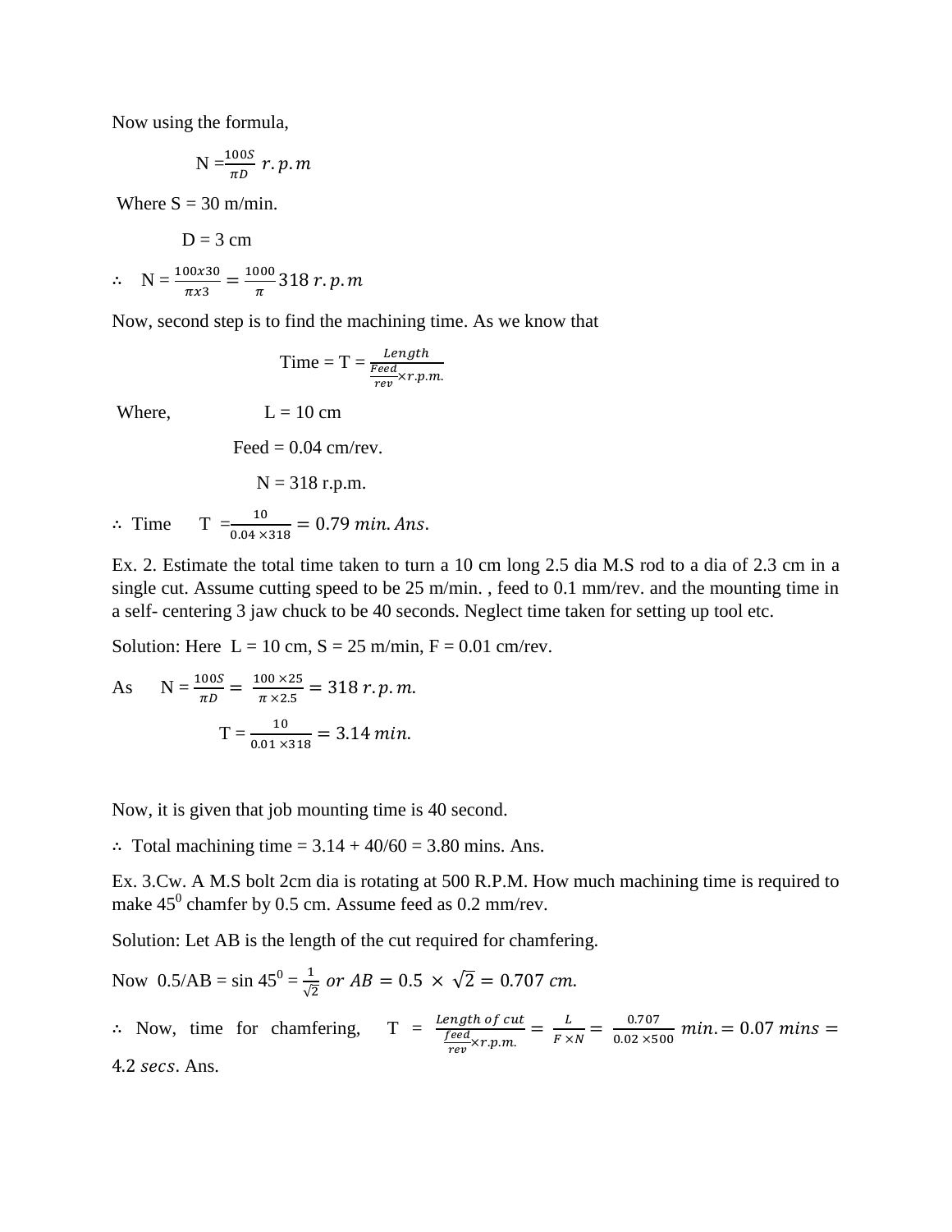Now using the formula,

$$N = \frac{100S}{\pi D}\ r.p.m$$

Where S = 30 m/min.

D = 3 cm

$\therefore$ $N = \frac{100x30}{\pi x3} = \frac{1000}{\pi} 318\ r.p.m$

Now, second step is to find the machining time. As we know that

$$\text{Time} = T = \frac{Length}{\frac{Feed}{rev} \times r.p.m.}$$

Where, L = 10 cm

Feed = 0.04 cm/rev.

N = 318 r.p.m.

$\therefore$ Time $T = \frac{10}{0.04 \times 318} = 0.79\ min.\ Ans.$

Ex. 2. Estimate the total time taken to turn a 10 cm long 2.5 dia M.S rod to a dia of 2.3 cm in a single cut. Assume cutting speed to be 25 m/min. , feed to 0.1 mm/rev. and the mounting time in a self- centering 3 jaw chuck to be 40 seconds. Neglect time taken for setting up tool etc.

Solution: Here L = 10 cm, S = 25 m/min, F = 0.01 cm/rev.

As $N = \frac{100S}{\pi D} = \frac{100 \times 25}{\pi \times 2.5} = 318\ r.p.m.$

$$T = \frac{10}{0.01 \times 318} = 3.14\ min.$$

Now, it is given that job mounting time is 40 second.

$\therefore$ Total machining time = 3.14 + 40/60 = 3.80 mins. Ans.

Ex. 3.Cw. A M.S bolt 2cm dia is rotating at 500 R.P.M. How much machining time is required to make $45^0$ chamfer by 0.5 cm. Assume feed as 0.2 mm/rev.

Solution: Let AB is the length of the cut required for chamfering.

Now 0.5/AB = $\sin 45^0 = \frac{1}{\sqrt{2}}\ or\ AB = 0.5 \times \sqrt{2} = 0.707\ cm.$

$\therefore$ Now, time for chamfering, $T = \frac{Length\ of\ cut}{\frac{feed}{rev} \times r.p.m.} = \frac{L}{F \times N} = \frac{0.707}{0.02 \times 500}\ min. = 0.07\ mins = 4.2\ secs.$ Ans.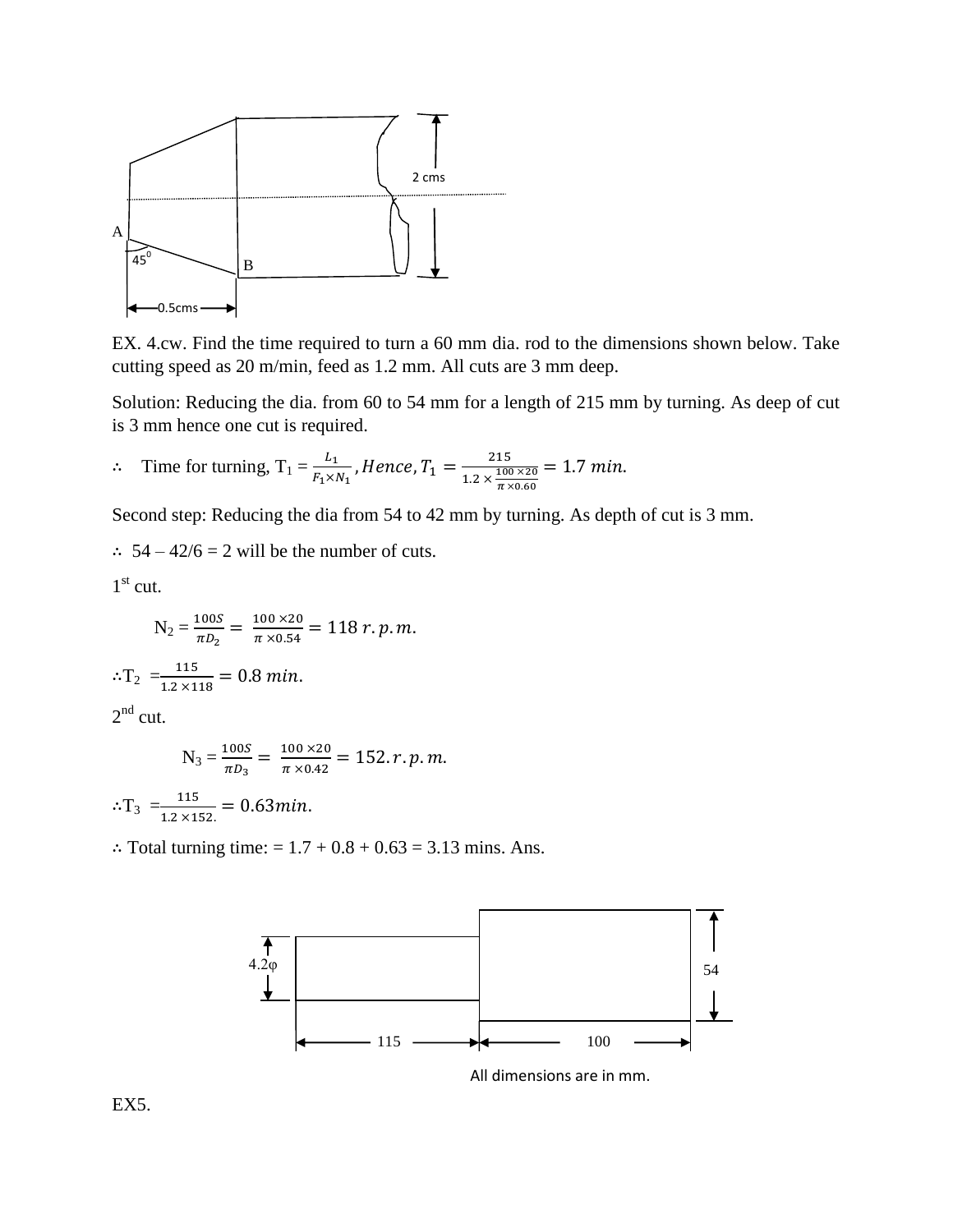2 cms

A

45°

B

0.5cms

EX. 4.cw. Find the time required to turn a 60 mm dia. rod to the dimensions shown below. Take cutting speed as 20 m/min, feed as 1.2 mm. All cuts are 3 mm deep.

Solution: Reducing the dia. from 60 to 54 mm for a length of 215 mm by turning. As deep of cut is 3 mm hence one cut is required.

∴ Time for turning, $T_1 = \frac{L_1}{F_1 \times N_1}, Hence, T_1 = \frac{215}{1.2 \times \frac{100 \times 20}{\pi \times 0.60}} = 1.7\ min.$

Second step: Reducing the dia from 54 to 42 mm by turning. As depth of cut is 3 mm.

∴ 54 – 42/6 = 2 will be the number of cuts.

1st cut.

$$N_2 = \frac{100S}{\pi D_2} = \frac{100 \times 20}{\pi \times 0.54} = 118\ r.p.m.$$

$$\therefore T_2 = \frac{115}{1.2 \times 118} = 0.8\ min.$$

2nd cut.

$$N_3 = \frac{100S}{\pi D_3} = \frac{100 \times 20}{\pi \times 0.42} = 152.r.p.m.$$

$$\therefore T_3 = \frac{115}{1.2 \times 152.} = 0.63min.$$

∴ Total turning time: = 1.7 + 0.8 + 0.63 = 3.13 mins. Ans.

4.2φ

54

115

100

All dimensions are in mm.

EX5.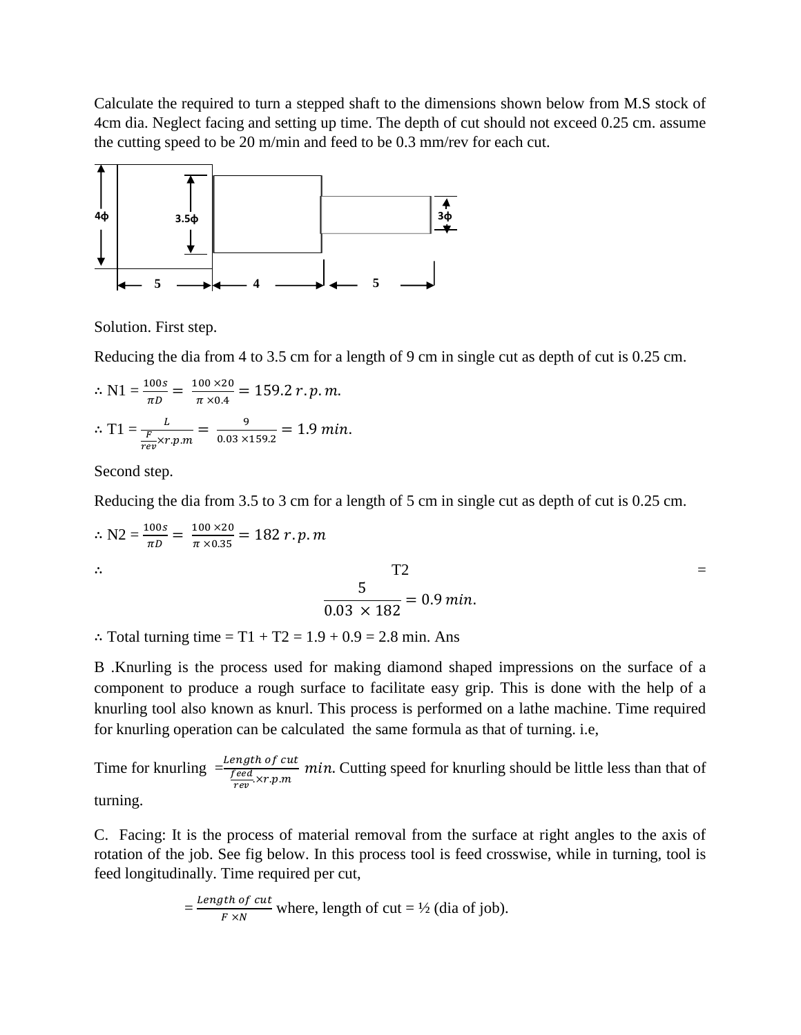Calculate the required to turn a stepped shaft to the dimensions shown below from M.S stock of 4cm dia. Neglect facing and setting up time. The depth of cut should not exceed 0.25 cm. assume the cutting speed to be 20 m/min and feed to be 0.3 mm/rev for each cut.

4ϕ  3.5ϕ  3ϕ

5  4  5

Solution. First step.

Reducing the dia from 4 to 3.5 cm for a length of 9 cm in single cut as depth of cut is 0.25 cm.

$\therefore$ N1 $= \frac{100s}{\pi D} = \frac{100 \times 20}{\pi \times 0.4} = 159.2\, r.p.m.$

$\therefore$ T1 $= \frac{L}{\frac{F}{rev} \times r.p.m} = \frac{9}{0.03 \times 159.2} = 1.9\, min.$

Second step.

Reducing the dia from 3.5 to 3 cm for a length of 5 cm in single cut as depth of cut is 0.25 cm.

$\therefore$ N2 $= \frac{100s}{\pi D} = \frac{100 \times 20}{\pi \times 0.35} = 182\, r.p.m$

$\therefore$ T2 $= \frac{5}{0.03 \times 182} = 0.9\, min.$

$\therefore$ Total turning time = T1 + T2 = 1.9 + 0.9 = 2.8 min. Ans

B .Knurling is the process used for making diamond shaped impressions on the surface of a component to produce a rough surface to facilitate easy grip. This is done with the help of a knurling tool also known as knurl. This process is performed on a lathe machine. Time required for knurling operation can be calculated the same formula as that of turning. i.e,

Time for knurling $= \frac{Length\ of\ cut}{\frac{feed}{rev}.\times r.p.m}\ min.$ Cutting speed for knurling should be little less than that of turning.

C. Facing: It is the process of material removal from the surface at right angles to the axis of rotation of the job. See fig below. In this process tool is feed crosswise, while in turning, tool is feed longitudinally. Time required per cut,

$= \frac{Length\ of\ cut}{F \times N}$ where, length of cut = ½ (dia of job).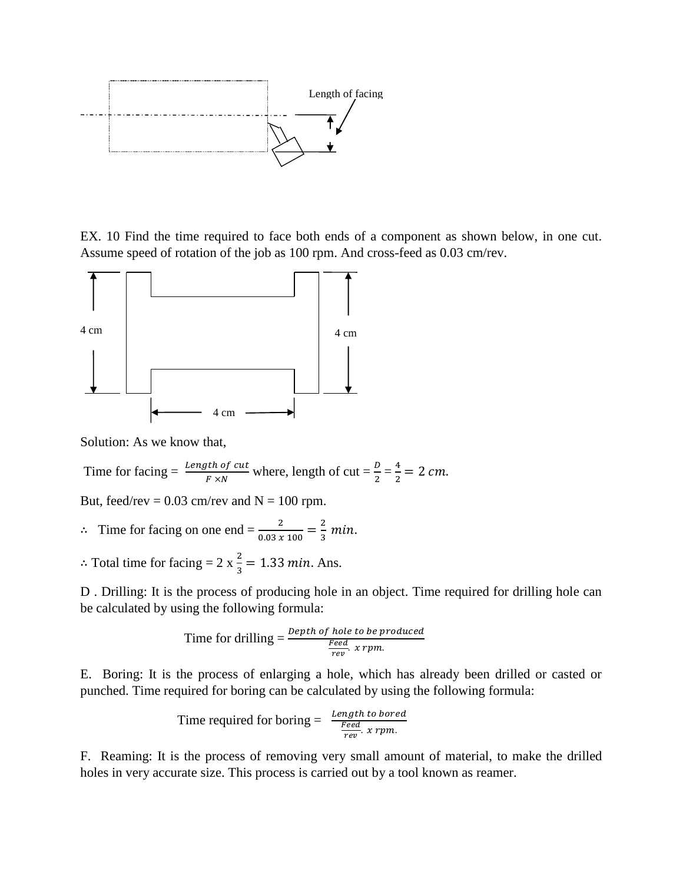Length of facing

EX. 10 Find the time required to face both ends of a component as shown below, in one cut. Assume speed of rotation of the job as 100 rpm. And cross-feed as 0.03 cm/rev.

4 cm

4 cm

4 cm

Solution: As we know that,

Time for facing = $\frac{Length\ of\ cut}{F \times N}$ where, length of cut = $\frac{D}{2} = \frac{4}{2} = 2\ cm.$

But, feed/rev = 0.03 cm/rev and N = 100 rpm.

∴ Time for facing on one end = $\frac{2}{0.03\ x\ 100} = \frac{2}{3}\ min.$

∴ Total time for facing = 2 x $\frac{2}{3} = 1.33\ min.$ Ans.

D . Drilling: It is the process of producing hole in an object. Time required for drilling hole can be calculated by using the following formula:

$$\text{Time for drilling} = \frac{Depth\ of\ hole\ to\ be\ produced}{\frac{Feed}{rev}.\ x\ rpm.}$$

E. Boring: It is the process of enlarging a hole, which has already been drilled or casted or punched. Time required for boring can be calculated by using the following formula:

$$\text{Time required for boring} = \frac{Length\ to\ bored}{\frac{Feed}{rev}.\ x\ rpm.}$$

F. Reaming: It is the process of removing very small amount of material, to make the drilled holes in very accurate size. This process is carried out by a tool known as reamer.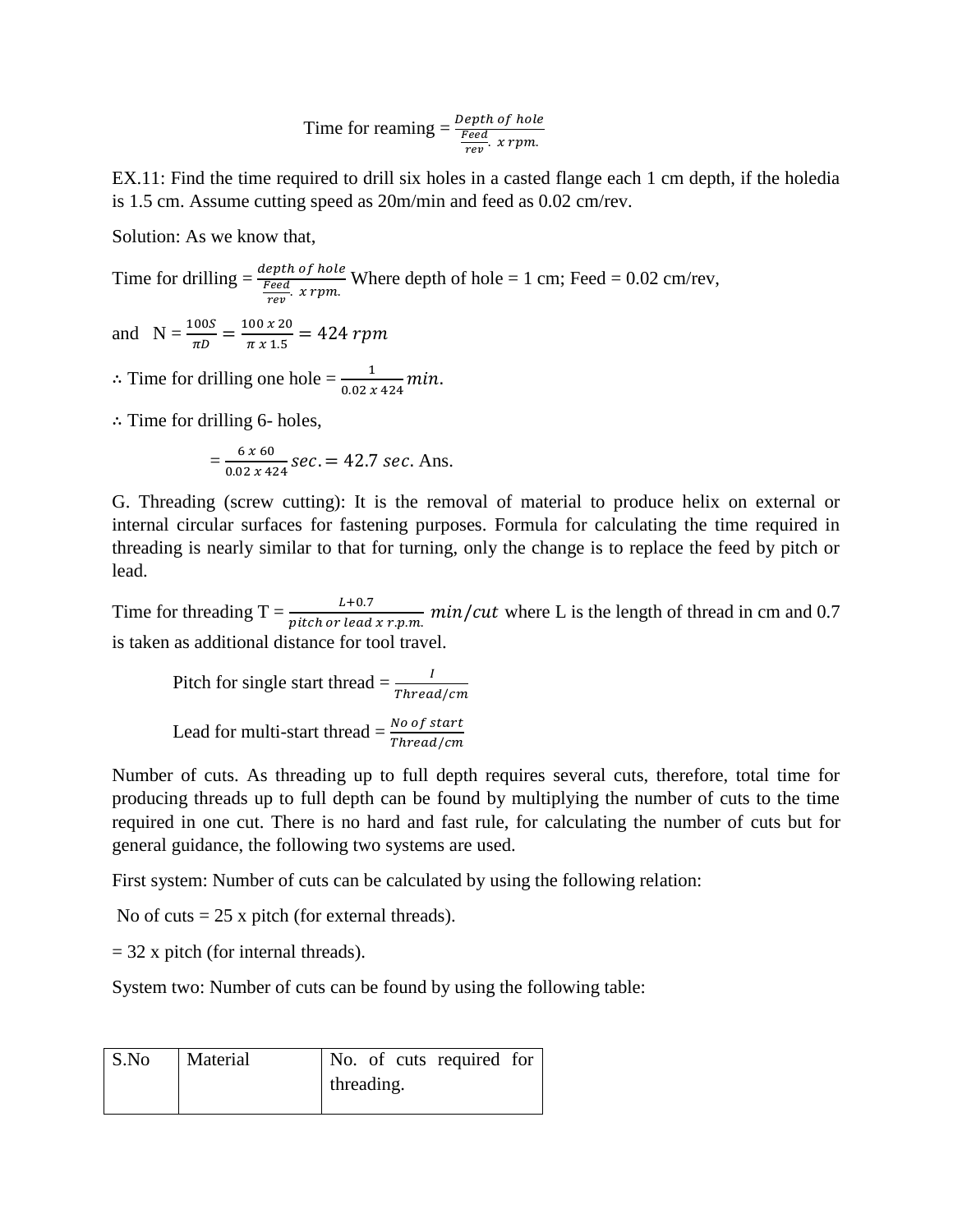$$\text{Time for reaming} = \frac{Depth\ of\ hole}{\frac{Feed}{rev}.\ x\ rpm.}$$

EX.11: Find the time required to drill six holes in a casted flange each 1 cm depth, if the holedia is 1.5 cm. Assume cutting speed as 20m/min and feed as 0.02 cm/rev.

Solution: As we know that,

Time for drilling = $\frac{depth\ of\ hole}{\frac{Feed}{rev}.\ x\ rpm.}$ Where depth of hole = 1 cm; Feed = 0.02 cm/rev,

and N = $\frac{100S}{\pi D} = \frac{100\ x\ 20}{\pi\ x\ 1.5} = 424\ rpm$

∴ Time for drilling one hole = $\frac{1}{0.02\ x\ 424} min.$

∴ Time for drilling 6- holes,

$$= \frac{6\ x\ 60}{0.02\ x\ 424} sec. = 42.7\ sec.\ \text{Ans.}$$

G. Threading (screw cutting): It is the removal of material to produce helix on external or internal circular surfaces for fastening purposes. Formula for calculating the time required in threading is nearly similar to that for turning, only the change is to replace the feed by pitch or lead.

Time for threading T = $\frac{L+0.7}{pitch\ or\ lead\ x\ r.p.m.}\ min/cut$ where L is the length of thread in cm and 0.7 is taken as additional distance for tool travel.

Pitch for single start thread = $\frac{I}{Thread/cm}$

Lead for multi-start thread = $\frac{No\ of\ start}{Thread/cm}$

Number of cuts. As threading up to full depth requires several cuts, therefore, total time for producing threads up to full depth can be found by multiplying the number of cuts to the time required in one cut. There is no hard and fast rule, for calculating the number of cuts but for general guidance, the following two systems are used.

First system: Number of cuts can be calculated by using the following relation:

No of cuts = 25 x pitch (for external threads).

= 32 x pitch (for internal threads).

System two: Number of cuts can be found by using the following table:

| S.No | Material | No. of cuts required for threading. |
|---|---|---|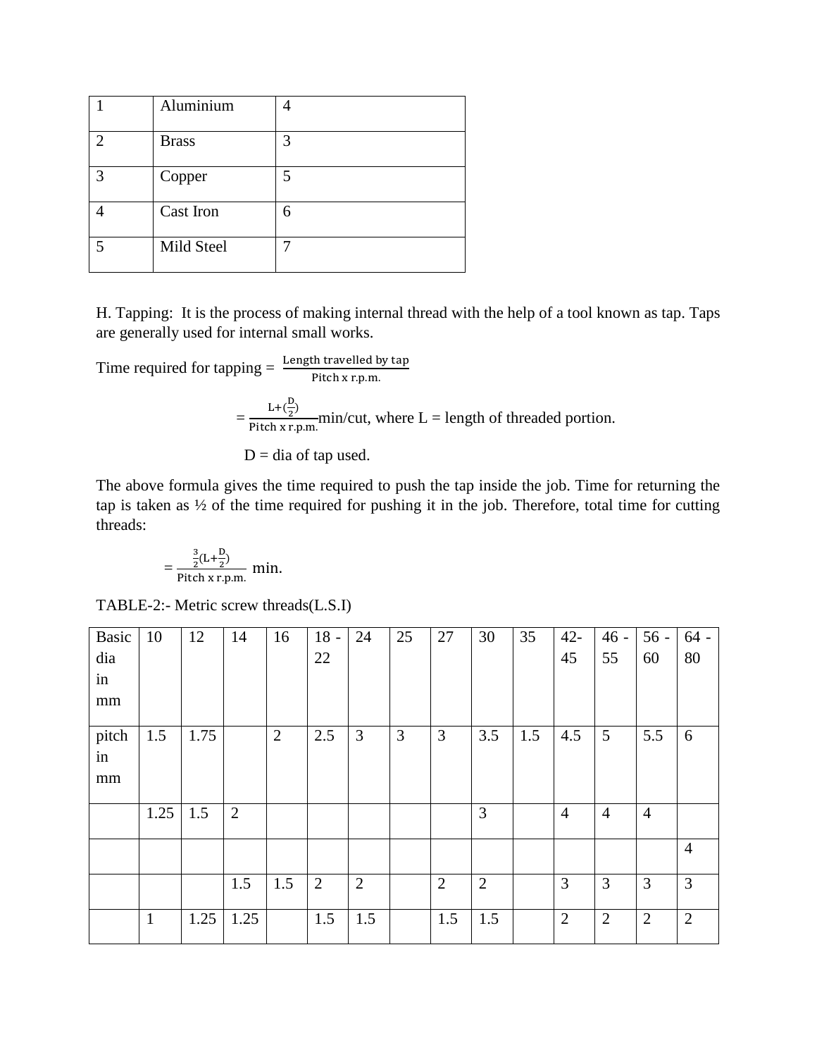| 1 | Aluminium | 4 |
|---|---|---|
| 2 | Brass | 3 |
| 3 | Copper | 5 |
| 4 | Cast Iron | 6 |
| 5 | Mild Steel | 7 |

H. Tapping: It is the process of making internal thread with the help of a tool known as tap. Taps are generally used for internal small works.

Time required for tapping = $\frac{\text{Length travelled by tap}}{\text{Pitch x r.p.m.}}$

$= \frac{L+(\frac{D}{2})}{\text{Pitch x r.p.m.}}$ min/cut, where L = length of threaded portion.

D = dia of tap used.

The above formula gives the time required to push the tap inside the job. Time for returning the tap is taken as ½ of the time required for pushing it in the job. Therefore, total time for cutting threads:

$= \frac{\frac{3}{2}(L+\frac{D}{2})}{\text{Pitch x r.p.m.}}$ min.

TABLE-2:- Metric screw threads(L.S.I)

| Basic dia in mm | 10 | 12 | 14 | 16 | 18 - 22 | 24 | 25 | 27 | 30 | 35 | 42-45 | 46 - 55 | 56 - 60 | 64 - 80 |
|---|---|---|---|---|---|---|---|---|---|---|---|---|---|---|
| pitch in mm | 1.5 | 1.75 | | 2 | 2.5 | 3 | 3 | 3 | 3.5 | 1.5 | 4.5 | 5 | 5.5 | 6 |
| | 1.25 | 1.5 | 2 | | | | | | 3 | | 4 | 4 | 4 | |
| | | | | | | | | | | | | | | 4 |
| | | | 1.5 | 1.5 | 2 | 2 | | 2 | 2 | | 3 | 3 | 3 | 3 |
| | 1 | 1.25 | 1.25 | | 1.5 | 1.5 | | 1.5 | 1.5 | | 2 | 2 | 2 | 2 |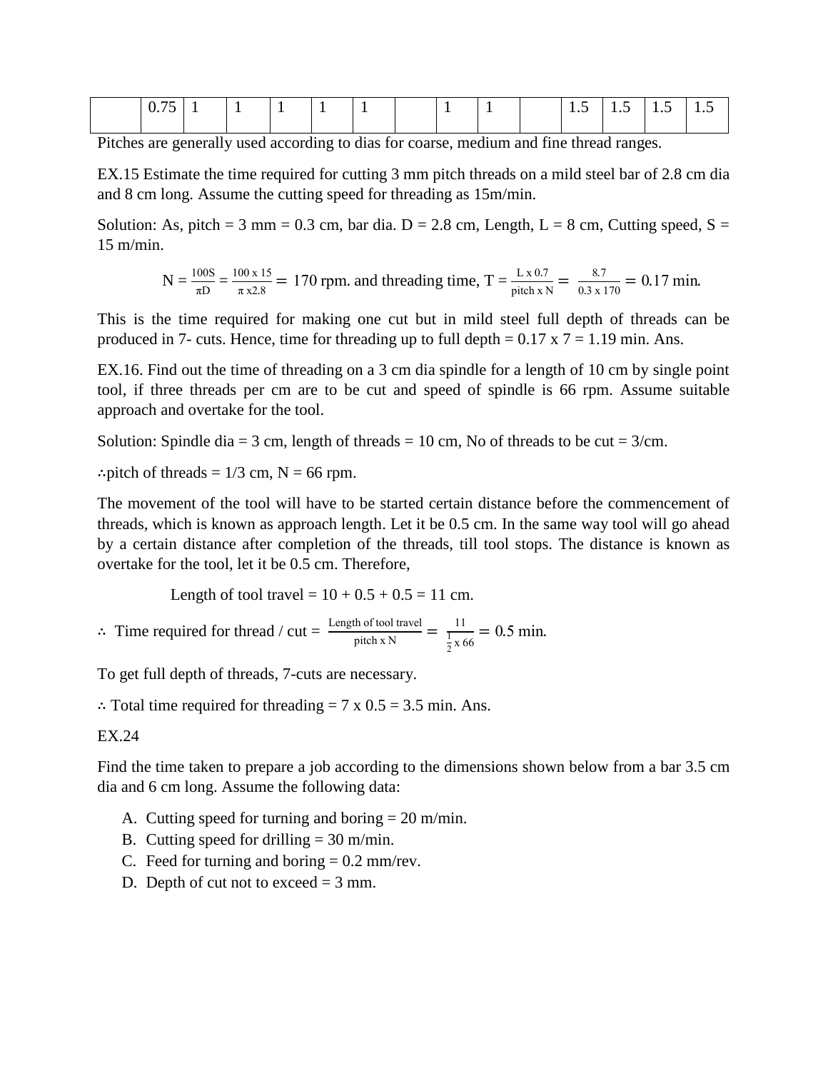|  | 0.75 | 1 | 1 | 1 | 1 | 1 |  | 1 | 1 |  | 1.5 | 1.5 | 1.5 | 1.5 |
|---|---|---|---|---|---|---|---|---|---|---|---|---|---|---|

Pitches are generally used according to dias for coarse, medium and fine thread ranges.

EX.15 Estimate the time required for cutting 3 mm pitch threads on a mild steel bar of 2.8 cm dia and 8 cm long. Assume the cutting speed for threading as 15m/min.

Solution: As, pitch = 3 mm = 0.3 cm, bar dia. D = 2.8 cm, Length, L = 8 cm, Cutting speed, S = 15 m/min.

$$N = \frac{100S}{\pi D} = \frac{100 \times 15}{\pi \times 2.8} = 170 \text{ rpm. and threading time, } T = \frac{L \times 0.7}{\text{pitch} \times N} = \frac{8.7}{0.3 \times 170} = 0.17 \text{ min.}$$

This is the time required for making one cut but in mild steel full depth of threads can be produced in 7- cuts. Hence, time for threading up to full depth = 0.17 x 7 = 1.19 min. Ans.

EX.16. Find out the time of threading on a 3 cm dia spindle for a length of 10 cm by single point tool, if three threads per cm are to be cut and speed of spindle is 66 rpm. Assume suitable approach and overtake for the tool.

Solution: Spindle dia = 3 cm, length of threads = 10 cm, No of threads to be cut = 3/cm.

∴pitch of threads = 1/3 cm, N = 66 rpm.

The movement of the tool will have to be started certain distance before the commencement of threads, which is known as approach length. Let it be 0.5 cm. In the same way tool will go ahead by a certain distance after completion of the threads, till tool stops. The distance is known as overtake for the tool, let it be 0.5 cm. Therefore,

Length of tool travel = 10 + 0.5 + 0.5 = 11 cm.

$$\therefore \text{ Time required for thread / cut} = \frac{\text{Length of tool travel}}{\text{pitch} \times N} = \frac{11}{\frac{1}{2} \times 66} = 0.5 \text{ min.}$$

To get full depth of threads, 7-cuts are necessary.

∴ Total time required for threading = 7 x 0.5 = 3.5 min. Ans.

EX.24

Find the time taken to prepare a job according to the dimensions shown below from a bar 3.5 cm dia and 6 cm long. Assume the following data:

A. Cutting speed for turning and boring = 20 m/min.
B. Cutting speed for drilling = 30 m/min.
C. Feed for turning and boring = 0.2 mm/rev.
D. Depth of cut not to exceed = 3 mm.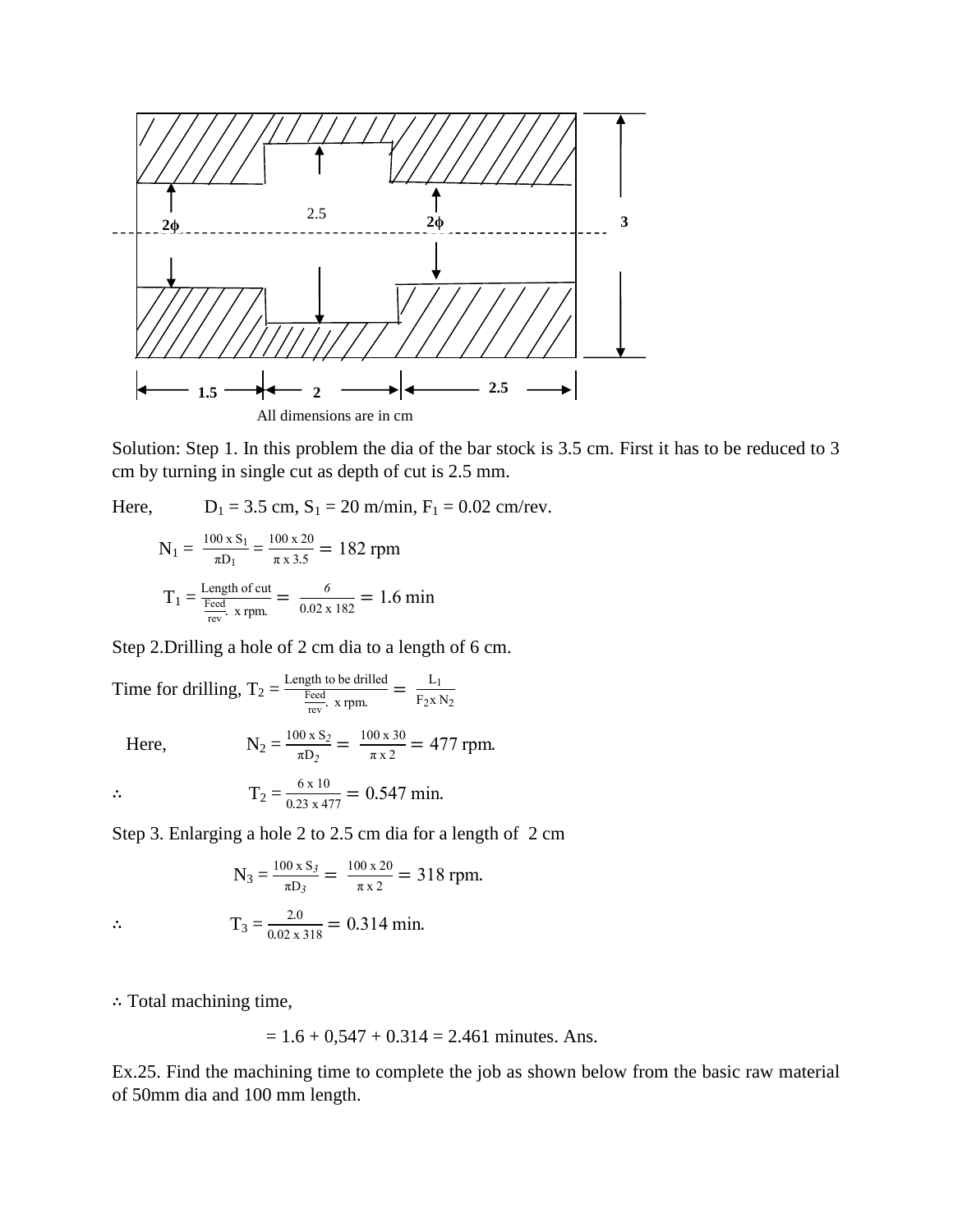All dimensions are in cm

Solution: Step 1. In this problem the dia of the bar stock is 3.5 cm. First it has to be reduced to 3 cm by turning in single cut as depth of cut is 2.5 mm.

Here, $D_1 = 3.5$ cm, $S_1 = 20$ m/min, $F_1 = 0.02$ cm/rev.

$$N_1 = \frac{100 \times S_1}{\pi D_1} = \frac{100 \times 20}{\pi \times 3.5} = 182 \text{ rpm}$$

$$T_1 = \frac{\text{Length of cut}}{\frac{\text{Feed}}{\text{rev}} \times \text{rpm}} = \frac{6}{0.02 \times 182} = 1.6 \text{ min}$$

Step 2.Drilling a hole of 2 cm dia to a length of 6 cm.

$$\text{Time for drilling, } T_2 = \frac{\text{Length to be drilled}}{\frac{\text{Feed}}{\text{rev}} \times \text{rpm}} = \frac{L_1}{F_2 \times N_2}$$

Here, $$N_2 = \frac{100 \times S_2}{\pi D_2} = \frac{100 \times 30}{\pi \times 2} = 477 \text{ rpm}.$$

$$\therefore \quad T_2 = \frac{6 \times 10}{0.23 \times 477} = 0.547 \text{ min}.$$

Step 3. Enlarging a hole 2 to 2.5 cm dia for a length of 2 cm

$$N_3 = \frac{100 \times S_3}{\pi D_3} = \frac{100 \times 20}{\pi \times 2} = 318 \text{ rpm}.$$

$$\therefore \quad T_3 = \frac{2.0}{0.02 \times 318} = 0.314 \text{ min}.$$

∴ Total machining time,

$$= 1.6 + 0{,}547 + 0.314 = 2.461 \text{ minutes. Ans.}$$

Ex.25. Find the machining time to complete the job as shown below from the basic raw material of 50mm dia and 100 mm length.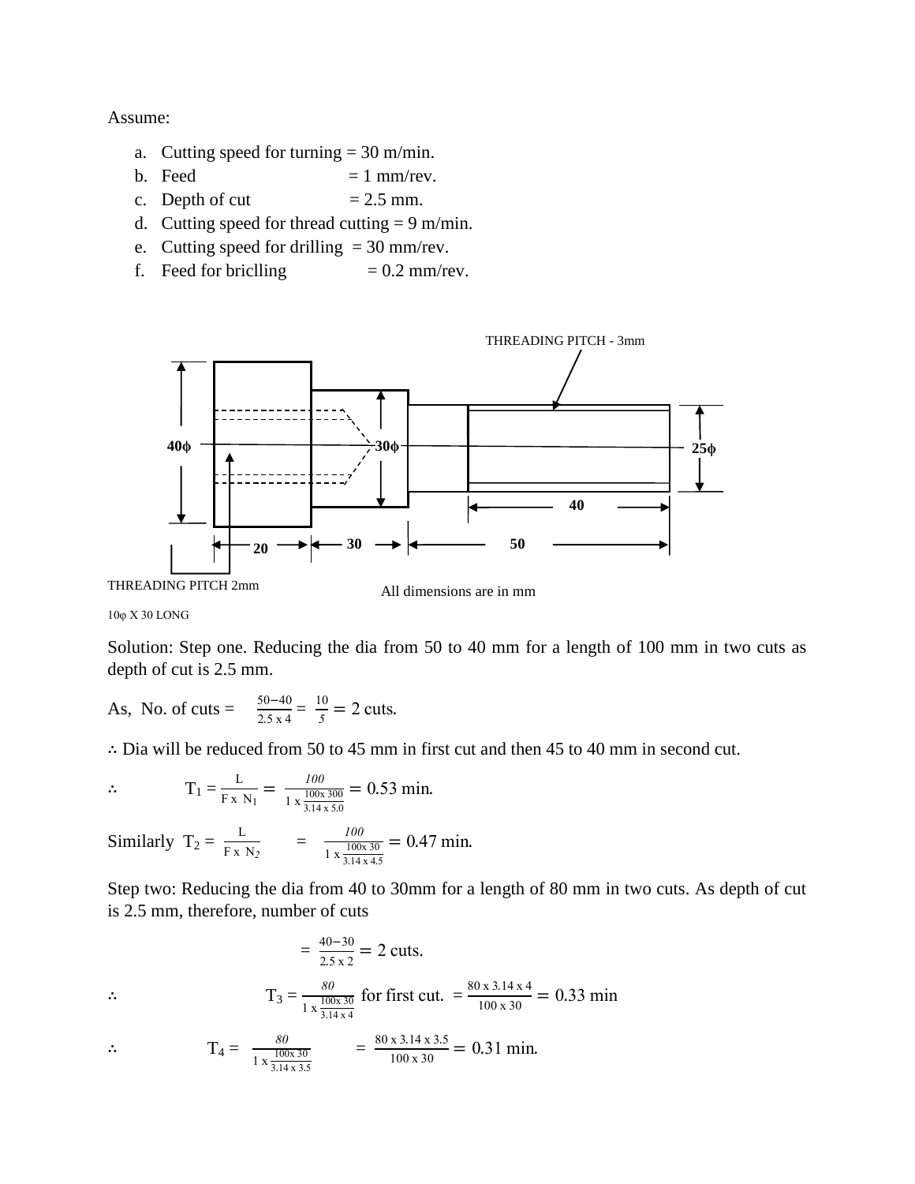Assume:

a. Cutting speed for turning = 30 m/min.
b. Feed = 1 mm/rev.
c. Depth of cut = 2.5 mm.
d. Cutting speed for thread cutting = 9 m/min.
e. Cutting speed for drilling = 30 mm/rev.
f. Feed for briclling = 0.2 mm/rev.

THREADING PITCH - 3mm

40ϕ 30ϕ 25ϕ

40

20 30 50

THREADING PITCH 2mm

All dimensions are in mm

10φ X 30 LONG

Solution: Step one. Reducing the dia from 50 to 40 mm for a length of 100 mm in two cuts as depth of cut is 2.5 mm.

As, No. of cuts = $\frac{50-40}{2.5 \text{ x } 4} = \frac{10}{5} = 2$ cuts.

∴ Dia will be reduced from 50 to 45 mm in first cut and then 45 to 40 mm in second cut.

∴ $T_1 = \frac{L}{F \text{ x } N_1} = \frac{100}{1 \text{ x} \frac{100 \text{x } 300}{3.14 \text{ x } 5.0}} = 0.53$ min.

Similarly $T_2 = \frac{L}{F \text{ x } N_2} = \frac{100}{1 \text{ x} \frac{100 \text{x } 30}{3.14 \text{ x } 4.5}} = 0.47$ min.

Step two: Reducing the dia from 40 to 30mm for a length of 80 mm in two cuts. As depth of cut is 2.5 mm, therefore, number of cuts

$= \frac{40-30}{2.5 \text{ x } 2} = 2$ cuts.

∴ $T_3 = \frac{80}{1 \text{ x} \frac{100 \text{x } 30}{3.14 \text{ x } 4}}$ for first cut. $= \frac{80 \text{ x } 3.14 \text{ x } 4}{100 \text{ x } 30} = 0.33$ min

∴ $T_4 = \frac{80}{1 \text{ x} \frac{100 \text{x } 30}{3.14 \text{ x } 3.5}} = \frac{80 \text{ x } 3.14 \text{ x } 3.5}{100 \text{ x } 30} = 0.31$ min.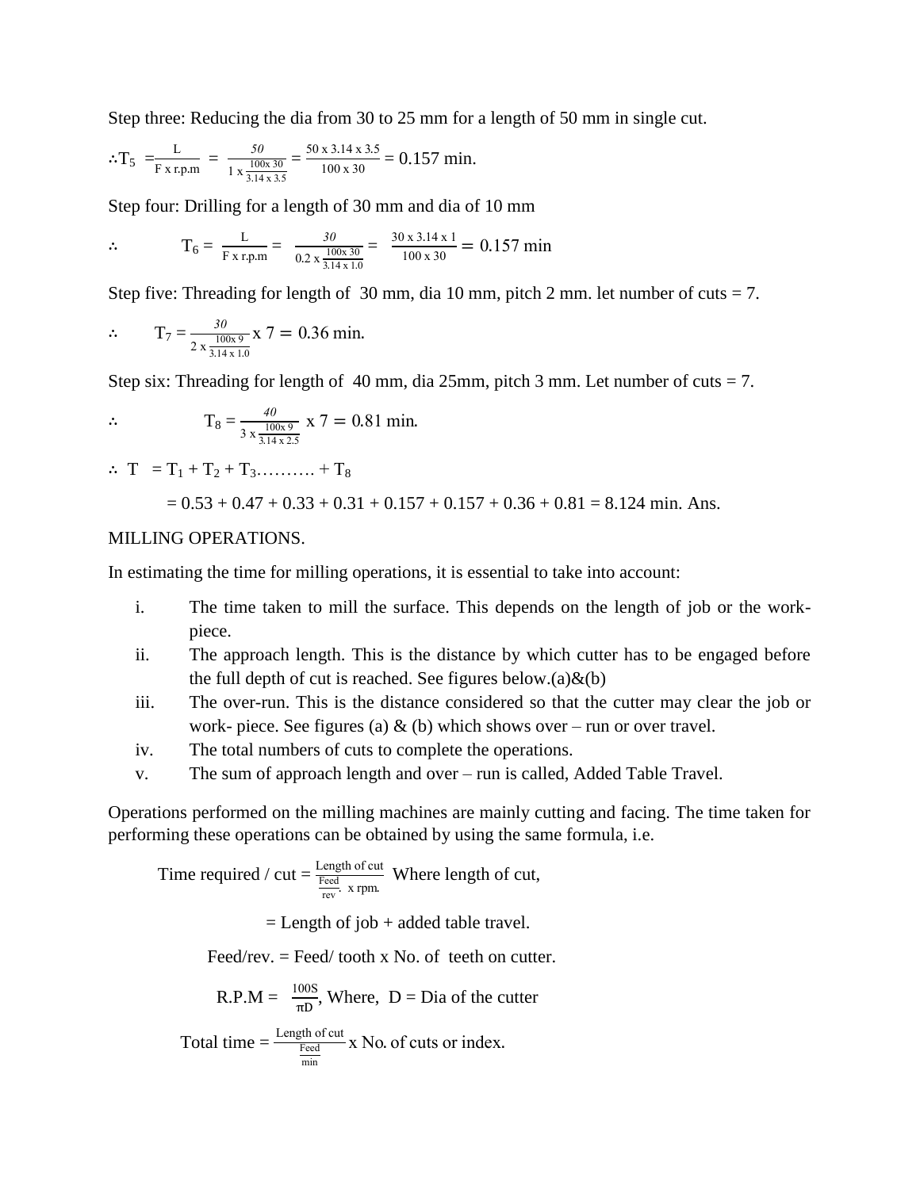Step three: Reducing the dia from 30 to 25 mm for a length of 50 mm in single cut.

$$\therefore T_5 = \frac{L}{F \times r.p.m} = \frac{50}{1 \times \frac{100 \times 30}{3.14 \times 3.5}} = \frac{50 \times 3.14 \times 3.5}{100 \times 30} = 0.157 \text{ min.}$$

Step four: Drilling for a length of 30 mm and dia of 10 mm

$$\therefore \quad T_6 = \frac{L}{F \times r.p.m} = \frac{30}{0.2 \times \frac{100 \times 30}{3.14 \times 1.0}} = \frac{30 \times 3.14 \times 1}{100 \times 30} = 0.157 \text{ min}$$

Step five: Threading for length of 30 mm, dia 10 mm, pitch 2 mm. let number of cuts = 7.

$$\therefore \quad T_7 = \frac{30}{2 \times \frac{100 \times 9}{3.14 \times 1.0}} \times 7 = 0.36 \text{ min.}$$

Step six: Threading for length of 40 mm, dia 25mm, pitch 3 mm. Let number of cuts = 7.

$$\therefore \quad T_8 = \frac{40}{3 \times \frac{100 \times 9}{3.14 \times 2.5}} \times 7 = 0.81 \text{ min.}$$

$$\therefore T = T_1 + T_2 + T_3 \ldots\ldots\ldots + T_8$$

$$= 0.53 + 0.47 + 0.33 + 0.31 + 0.157 + 0.157 + 0.36 + 0.81 = 8.124 \text{ min. Ans.}$$

MILLING OPERATIONS.

In estimating the time for milling operations, it is essential to take into account:

i. The time taken to mill the surface. This depends on the length of job or the work-piece.
ii. The approach length. This is the distance by which cutter has to be engaged before the full depth of cut is reached. See figures below.(a)&(b)
iii. The over-run. This is the distance considered so that the cutter may clear the job or work- piece. See figures (a) & (b) which shows over – run or over travel.
iv. The total numbers of cuts to complete the operations.
v. The sum of approach length and over – run is called, Added Table Travel.

Operations performed on the milling machines are mainly cutting and facing. The time taken for performing these operations can be obtained by using the same formula, i.e.

$$\text{Time required / cut} = \frac{\text{Length of cut}}{\frac{\text{Feed}}{\text{rev}} \times \text{rpm.}} \quad \text{Where length of cut,}$$

$$= \text{Length of job} + \text{added table travel.}$$

$$\text{Feed/rev.} = \text{Feed/ tooth} \times \text{No. of teeth on cutter.}$$

$$\text{R.P.M} = \frac{100S}{\pi D}, \text{ Where, } D = \text{Dia of the cutter}$$

$$\text{Total time} = \frac{\text{Length of cut}}{\frac{\text{Feed}}{\text{min}}} \times \text{No. of cuts or index.}$$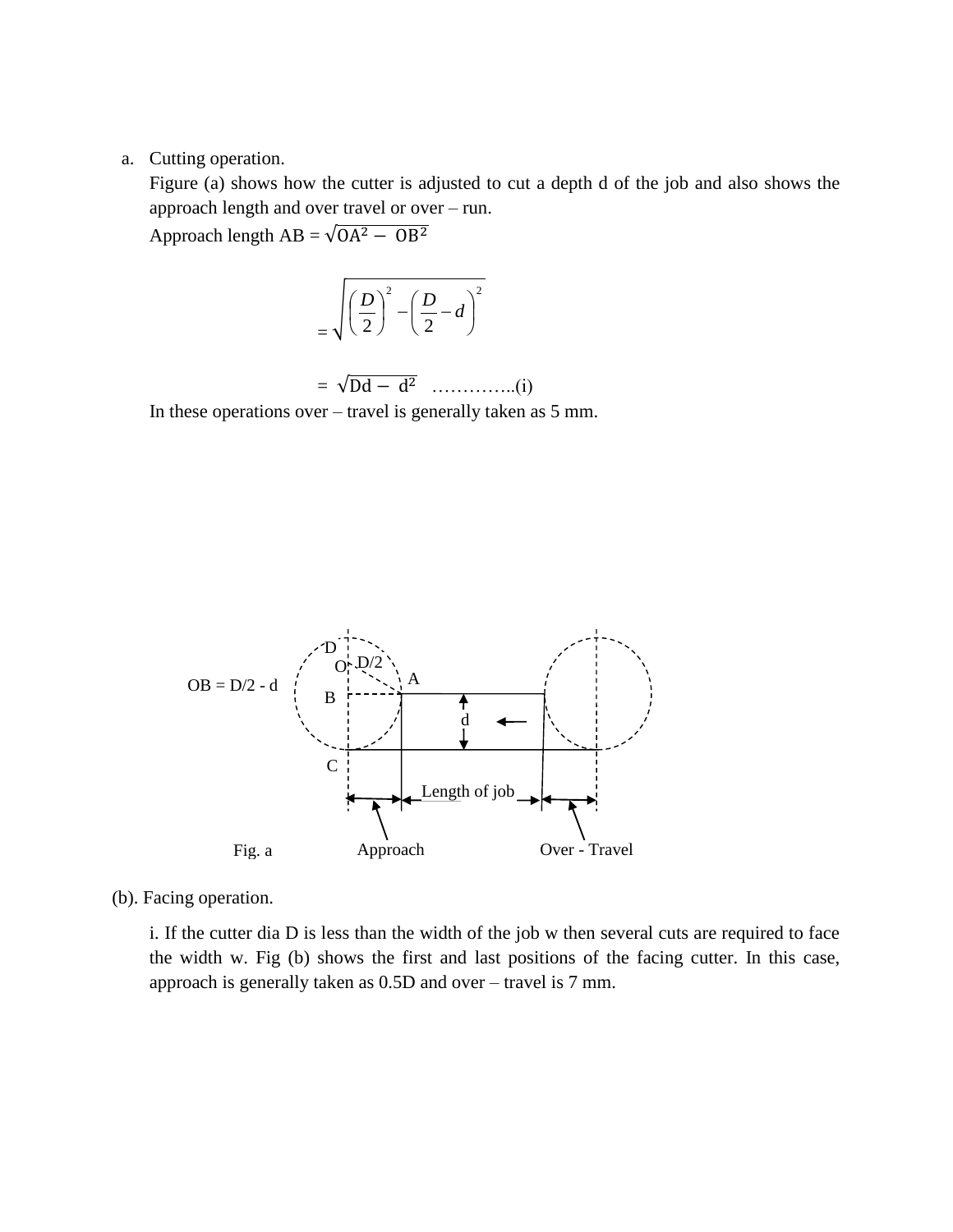a. Cutting operation.

   Figure (a) shows how the cutter is adjusted to cut a depth d of the job and also shows the approach length and over travel or over – run.

   Approach length AB = $\sqrt{OA^2 - OB^2}$

$$= \sqrt{\left(\frac{D}{2}\right)^2 - \left(\frac{D}{2} - d\right)^2}$$

$$= \sqrt{Dd - d^2} \quad \ldots\ldots\ldots\ldots\text{(i)}$$

   In these operations over – travel is generally taken as 5 mm.

OB = D/2 - d

D

O D/2

A

B

d

C

Length of job

Approach

Over - Travel

Fig. a

(b). Facing operation.

i. If the cutter dia D is less than the width of the job w then several cuts are required to face the width w. Fig (b) shows the first and last positions of the facing cutter. In this case, approach is generally taken as 0.5D and over – travel is 7 mm.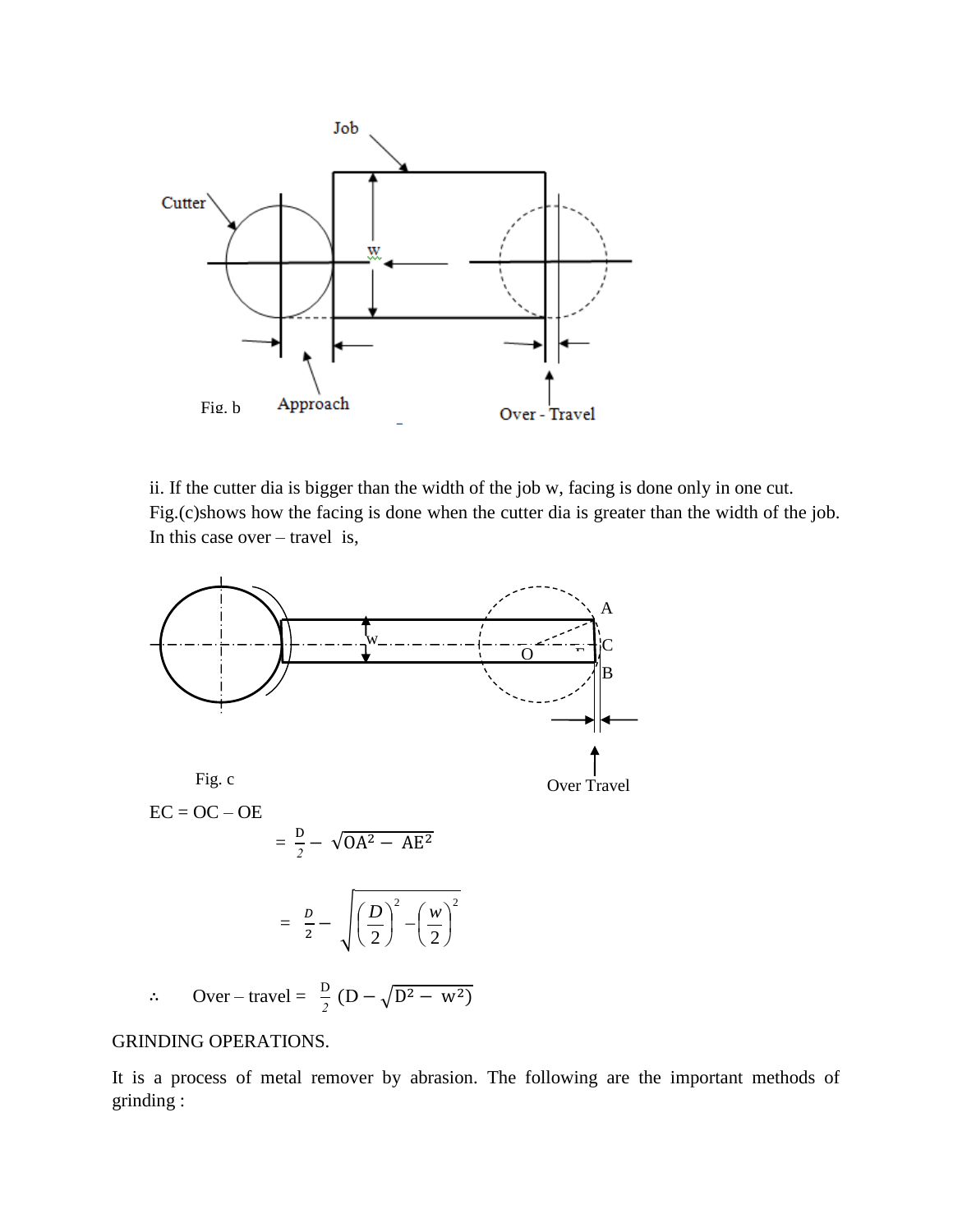Fig. b

ii. If the cutter dia is bigger than the width of the job w, facing is done only in one cut. Fig.(c)shows how the facing is done when the cutter dia is greater than the width of the job. In this case over – travel is,

Fig. c

EC = OC – OE

$$= \frac{D}{2} - \sqrt{OA^2 - AE^2}$$

$$= \frac{D}{2} - \sqrt{\left(\frac{D}{2}\right)^2 - \left(\frac{w}{2}\right)^2}$$

$$\therefore \quad \text{Over – travel} = \frac{D}{2}\left(D - \sqrt{D^2 - w^2}\right)$$

GRINDING OPERATIONS.

It is a process of metal remover by abrasion. The following are the important methods of grinding :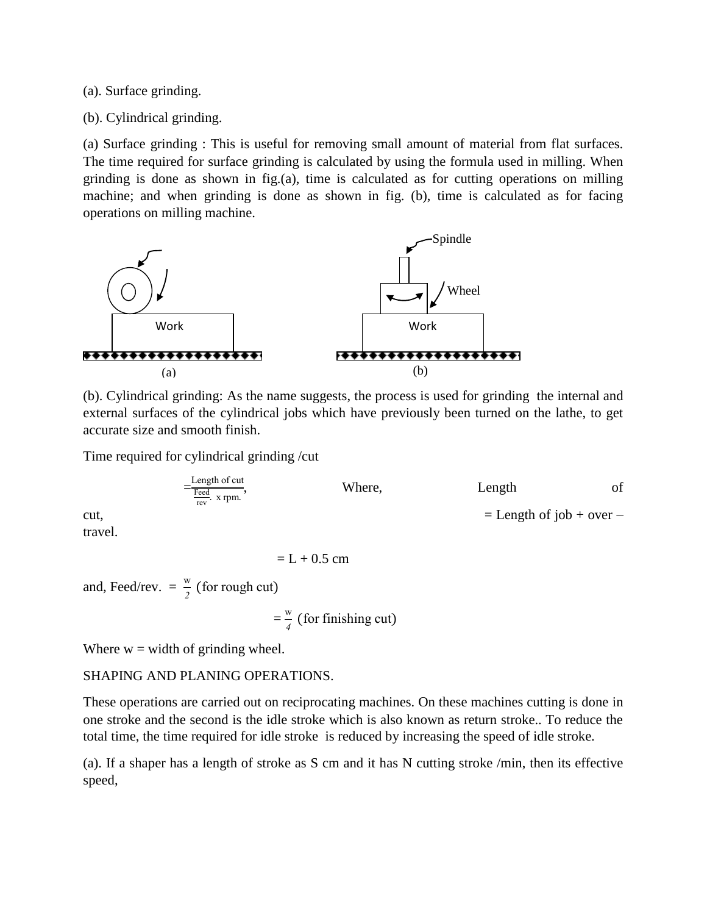(a). Surface grinding.

(b). Cylindrical grinding.

(a) Surface grinding : This is useful for removing small amount of material from flat surfaces. The time required for surface grinding is calculated by using the formula used in milling. When grinding is done as shown in fig.(a), time is calculated as for cutting operations on milling machine; and when grinding is done as shown in fig. (b), time is calculated as for facing operations on milling machine.

(b). Cylindrical grinding: As the name suggests, the process is used for grinding the internal and external surfaces of the cylindrical jobs which have previously been turned on the lathe, to get accurate size and smooth finish.

Time required for cylindrical grinding /cut

$$= \frac{\text{Length of cut}}{\frac{\text{Feed}}{\text{rev}} \times \text{rpm}},$$

Where, Length of cut, = Length of job + over – travel.

$$= L + 0.5 \text{ cm}$$

and, Feed/rev. $= \frac{w}{2}$ (for rough cut)

$$= \frac{w}{4} \text{ (for finishing cut)}$$

Where w = width of grinding wheel.

SHAPING AND PLANING OPERATIONS.

These operations are carried out on reciprocating machines. On these machines cutting is done in one stroke and the second is the idle stroke which is also known as return stroke.. To reduce the total time, the time required for idle stroke is reduced by increasing the speed of idle stroke.

(a). If a shaper has a length of stroke as S cm and it has N cutting stroke /min, then its effective speed,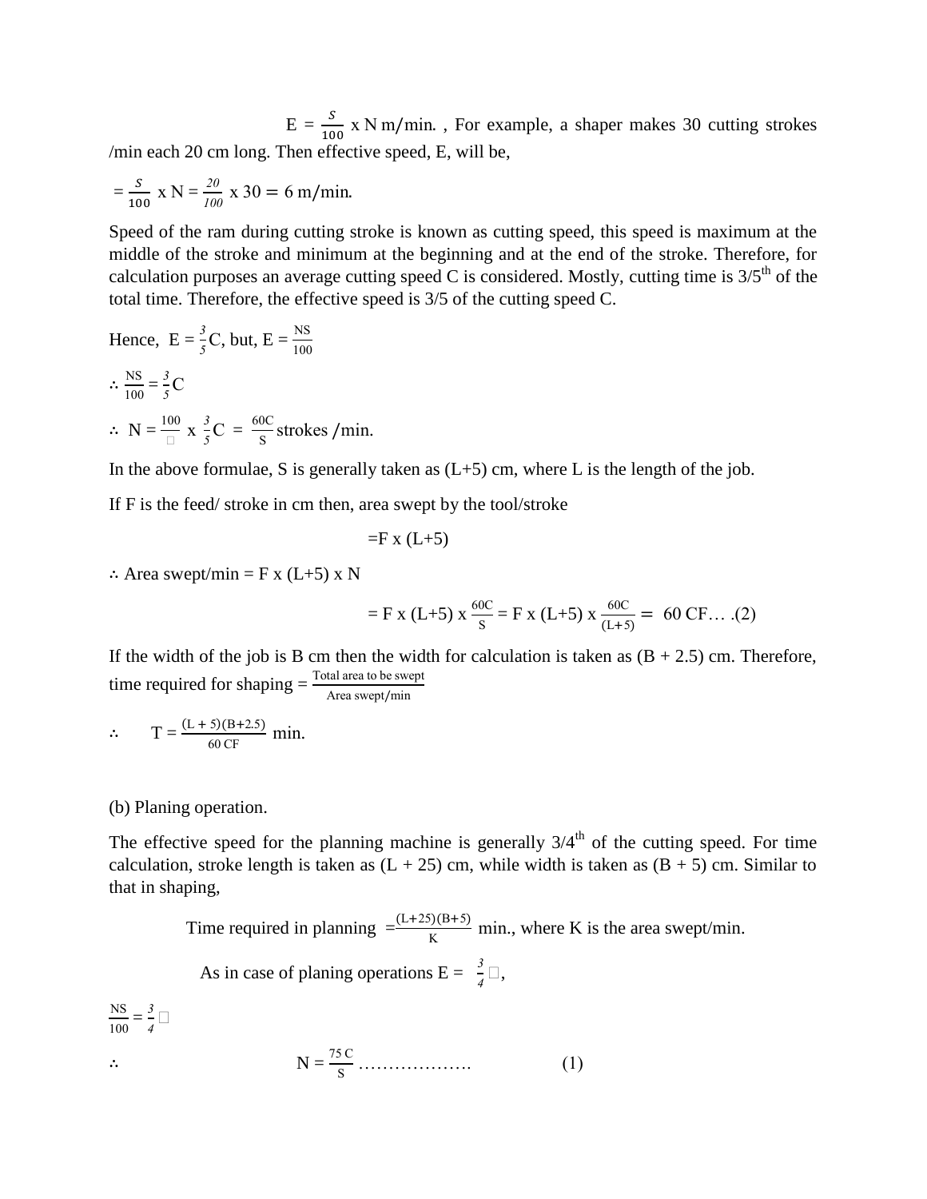$E = \frac{S}{100}$ x N m/min. , For example, a shaper makes 30 cutting strokes /min each 20 cm long. Then effective speed, E, will be,

$= \frac{S}{100}$ x N = $\frac{20}{100}$ x 30 = 6 m/min.

Speed of the ram during cutting stroke is known as cutting speed, this speed is maximum at the middle of the stroke and minimum at the beginning and at the end of the stroke. Therefore, for calculation purposes an average cutting speed C is considered. Mostly, cutting time is 3/5[th] of the total time. Therefore, the effective speed is 3/5 of the cutting speed C.

Hence, $E = \frac{3}{5}C$, but, $E = \frac{NS}{100}$

$\therefore \frac{NS}{100} = \frac{3}{5}C$

$\therefore N = \frac{100}{□} \times \frac{3}{5}C = \frac{60C}{S}$ strokes /min.

In the above formulae, S is generally taken as (L+5) cm, where L is the length of the job.

If F is the feed/ stroke in cm then, area swept by the tool/stroke

$$= F \times (L+5)$$

$\therefore$ Area swept/min = F x (L+5) x N

$$= F \times (L+5) \times \frac{60C}{S} = F \times (L+5) \times \frac{60C}{(L+5)} = 60\,CF \ldots (2)$$

If the width of the job is B cm then the width for calculation is taken as (B + 2.5) cm. Therefore, time required for shaping = $\frac{\text{Total area to be swept}}{\text{Area swept/min}}$

$$\therefore \quad T = \frac{(L+5)(B+2.5)}{60\,CF} \text{ min.}$$

(b) Planing operation.

The effective speed for the planning machine is generally 3/4[th] of the cutting speed. For time calculation, stroke length is taken as (L + 25) cm, while width is taken as (B + 5) cm. Similar to that in shaping,

Time required in planning $= \frac{(L+25)(B+5)}{K}$ min., where K is the area swept/min.

As in case of planing operations $E = \frac{3}{4}□$,

$\frac{NS}{100} = \frac{3}{4}□$

$$\therefore \quad N = \frac{75\,C}{S} \ldots\ldots\ldots\ldots\ldots\ldots \quad (1)$$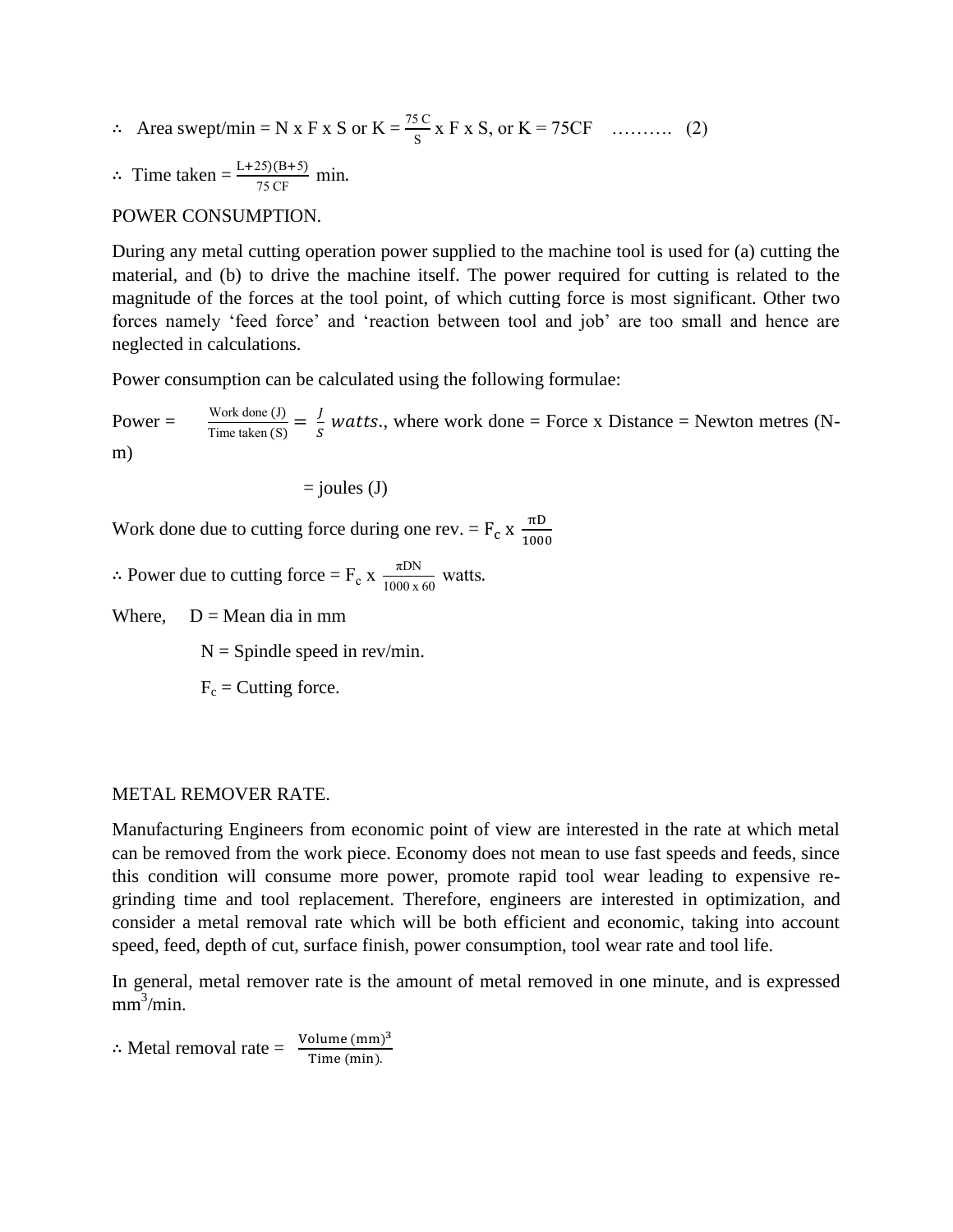$\therefore$ Area swept/min = N x F x S or K = $\frac{75\,C}{S}$ x F x S, or K = 75CF ………. (2)

$\therefore$ Time taken = $\frac{L+25)(B+5)}{75\,CF}$ min.

POWER CONSUMPTION.

During any metal cutting operation power supplied to the machine tool is used for (a) cutting the material, and (b) to drive the machine itself. The power required for cutting is related to the magnitude of the forces at the tool point, of which cutting force is most significant. Other two forces namely 'feed force' and 'reaction between tool and job' are too small and hence are neglected in calculations.

Power consumption can be calculated using the following formulae:

Power = $\frac{\text{Work done (J)}}{\text{Time taken (S)}} = \frac{J}{S}\ watts.$, where work done = Force x Distance = Newton metres (N-m)

= joules (J)

Work done due to cutting force during one rev. = $F_c$ x $\frac{\pi D}{1000}$

$\therefore$ Power due to cutting force = $F_c$ x $\frac{\pi DN}{1000 \times 60}$ watts.

Where, D = Mean dia in mm

N = Spindle speed in rev/min.

$F_c$ = Cutting force.

METAL REMOVER RATE.

Manufacturing Engineers from economic point of view are interested in the rate at which metal can be removed from the work piece. Economy does not mean to use fast speeds and feeds, since this condition will consume more power, promote rapid tool wear leading to expensive re-grinding time and tool replacement. Therefore, engineers are interested in optimization, and consider a metal removal rate which will be both efficient and economic, taking into account speed, feed, depth of cut, surface finish, power consumption, tool wear rate and tool life.

In general, metal remover rate is the amount of metal removed in one minute, and is expressed $mm^3$/min.

$\therefore$ Metal removal rate = $\frac{\text{Volume (mm)}^3}{\text{Time (min).}}$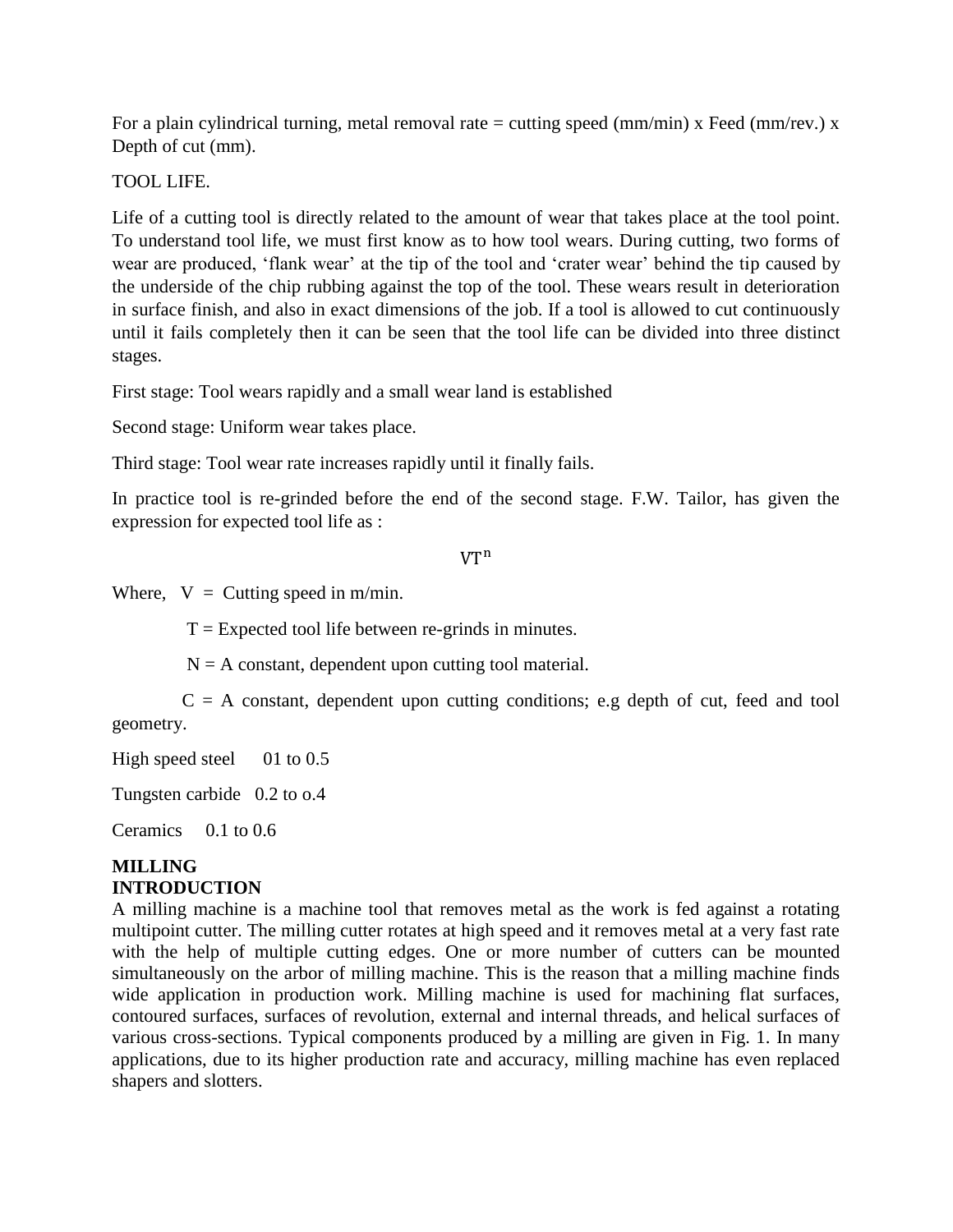For a plain cylindrical turning, metal removal rate = cutting speed (mm/min) x Feed (mm/rev.) x Depth of cut (mm).

TOOL LIFE.

Life of a cutting tool is directly related to the amount of wear that takes place at the tool point. To understand tool life, we must first know as to how tool wears. During cutting, two forms of wear are produced, 'flank wear' at the tip of the tool and 'crater wear' behind the tip caused by the underside of the chip rubbing against the top of the tool. These wears result in deterioration in surface finish, and also in exact dimensions of the job. If a tool is allowed to cut continuously until it fails completely then it can be seen that the tool life can be divided into three distinct stages.

First stage: Tool wears rapidly and a small wear land is established

Second stage: Uniform wear takes place.

Third stage: Tool wear rate increases rapidly until it finally fails.

In practice tool is re-grinded before the end of the second stage. F.W. Tailor, has given the expression for expected tool life as :

$$VT^{n}$$

Where, V = Cutting speed in m/min.

T = Expected tool life between re-grinds in minutes.

N = A constant, dependent upon cutting tool material.

C = A constant, dependent upon cutting conditions; e.g depth of cut, feed and tool geometry.

High speed steel 01 to 0.5

Tungsten carbide 0.2 to o.4

Ceramics 0.1 to 0.6

**MILLING**

**INTRODUCTION**

A milling machine is a machine tool that removes metal as the work is fed against a rotating multipoint cutter. The milling cutter rotates at high speed and it removes metal at a very fast rate with the help of multiple cutting edges. One or more number of cutters can be mounted simultaneously on the arbor of milling machine. This is the reason that a milling machine finds wide application in production work. Milling machine is used for machining flat surfaces, contoured surfaces, surfaces of revolution, external and internal threads, and helical surfaces of various cross-sections. Typical components produced by a milling are given in Fig. 1. In many applications, due to its higher production rate and accuracy, milling machine has even replaced shapers and slotters.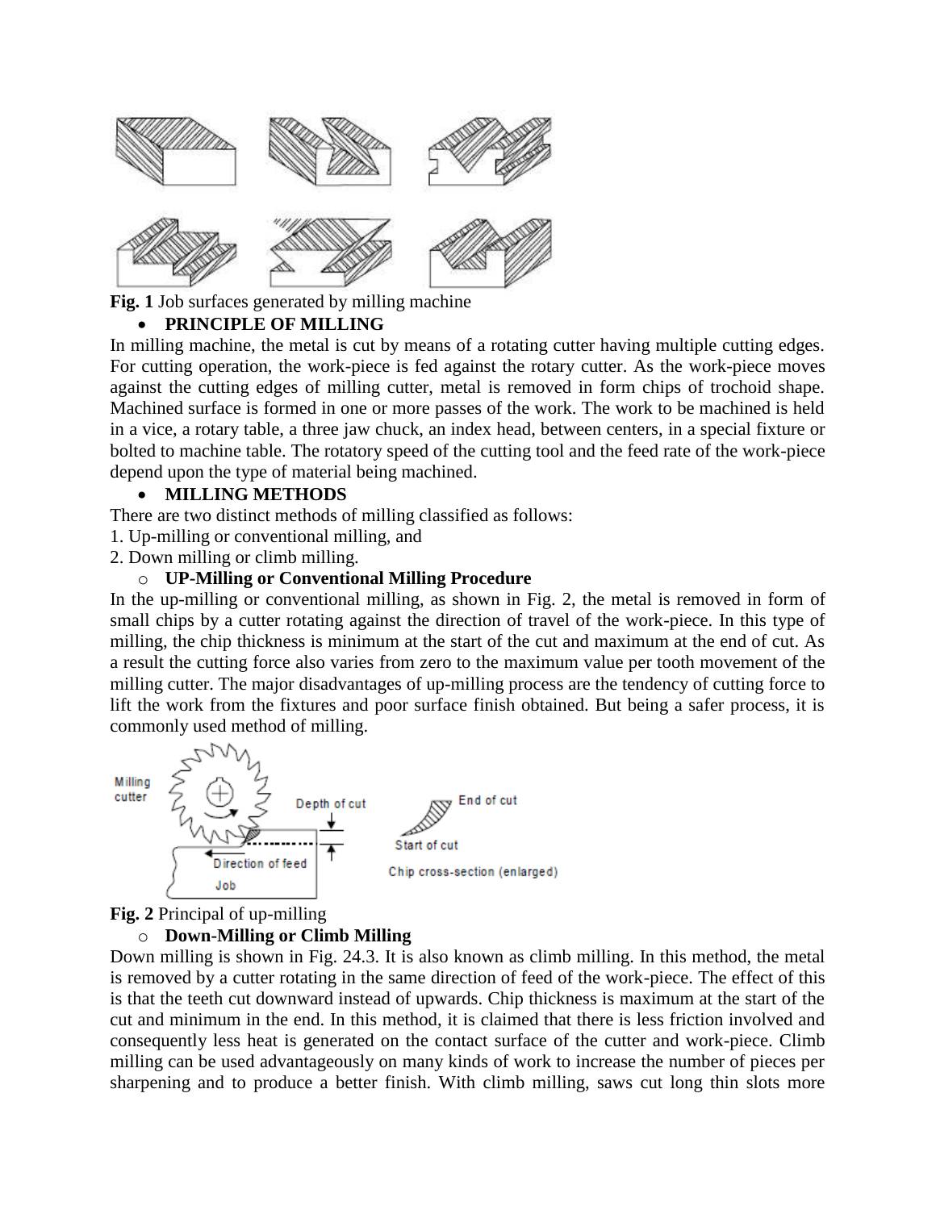**Fig. 1** Job surfaces generated by milling machine

- **PRINCIPLE OF MILLING**

In milling machine, the metal is cut by means of a rotating cutter having multiple cutting edges. For cutting operation, the work-piece is fed against the rotary cutter. As the work-piece moves against the cutting edges of milling cutter, metal is removed in form chips of trochoid shape. Machined surface is formed in one or more passes of the work. The work to be machined is held in a vice, a rotary table, a three jaw chuck, an index head, between centers, in a special fixture or bolted to machine table. The rotatory speed of the cutting tool and the feed rate of the work-piece depend upon the type of material being machined.

- **MILLING METHODS**

There are two distinct methods of milling classified as follows:

1. Up-milling or conventional milling, and
2. Down milling or climb milling.

  - **UP-Milling or Conventional Milling Procedure**

In the up-milling or conventional milling, as shown in Fig. 2, the metal is removed in form of small chips by a cutter rotating against the direction of travel of the work-piece. In this type of milling, the chip thickness is minimum at the start of the cut and maximum at the end of cut. As a result the cutting force also varies from zero to the maximum value per tooth movement of the milling cutter. The major disadvantages of up-milling process are the tendency of cutting force to lift the work from the fixtures and poor surface finish obtained. But being a safer process, it is commonly used method of milling.

**Fig. 2** Principal of up-milling

  - **Down-Milling or Climb Milling**

Down milling is shown in Fig. 24.3. It is also known as climb milling. In this method, the metal is removed by a cutter rotating in the same direction of feed of the work-piece. The effect of this is that the teeth cut downward instead of upwards. Chip thickness is maximum at the start of the cut and minimum in the end. In this method, it is claimed that there is less friction involved and consequently less heat is generated on the contact surface of the cutter and work-piece. Climb milling can be used advantageously on many kinds of work to increase the number of pieces per sharpening and to produce a better finish. With climb milling, saws cut long thin slots more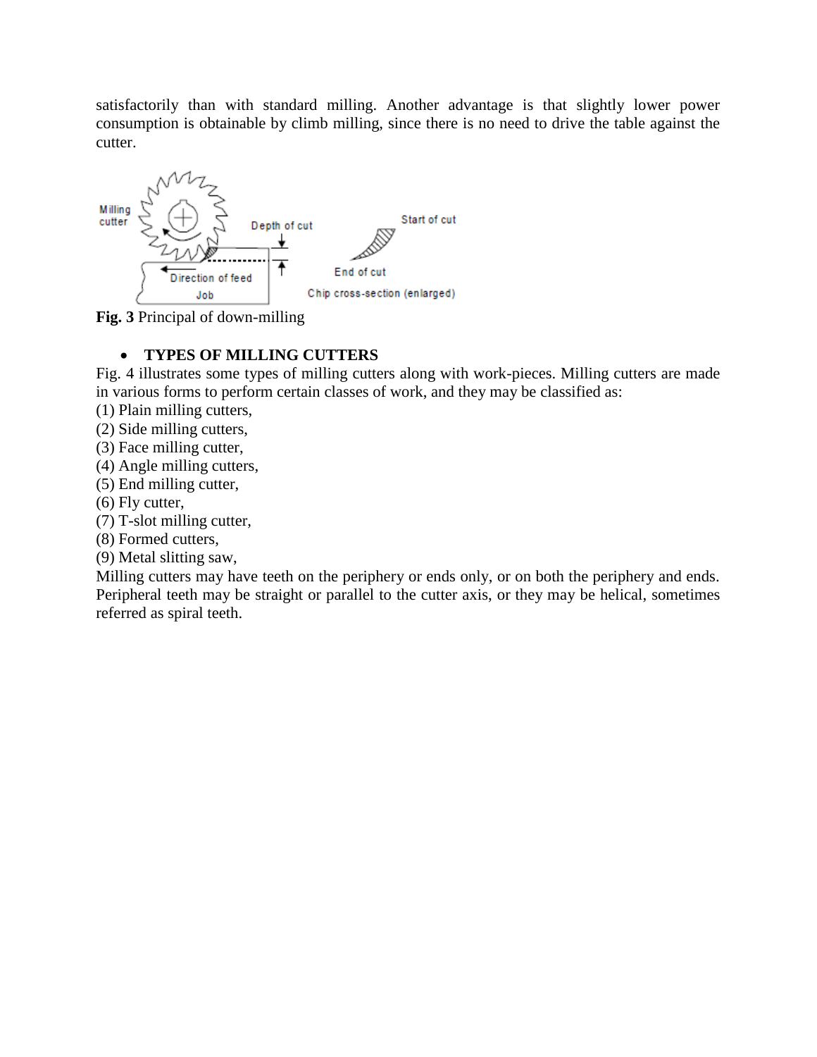satisfactorily than with standard milling. Another advantage is that slightly lower power consumption is obtainable by climb milling, since there is no need to drive the table against the cutter.

**Fig. 3** Principal of down-milling

- **TYPES OF MILLING CUTTERS**

Fig. 4 illustrates some types of milling cutters along with work-pieces. Milling cutters are made in various forms to perform certain classes of work, and they may be classified as:

(1) Plain milling cutters,
(2) Side milling cutters,
(3) Face milling cutter,
(4) Angle milling cutters,
(5) End milling cutter,
(6) Fly cutter,
(7) T-slot milling cutter,
(8) Formed cutters,
(9) Metal slitting saw,

Milling cutters may have teeth on the periphery or ends only, or on both the periphery and ends. Peripheral teeth may be straight or parallel to the cutter axis, or they may be helical, sometimes referred as spiral teeth.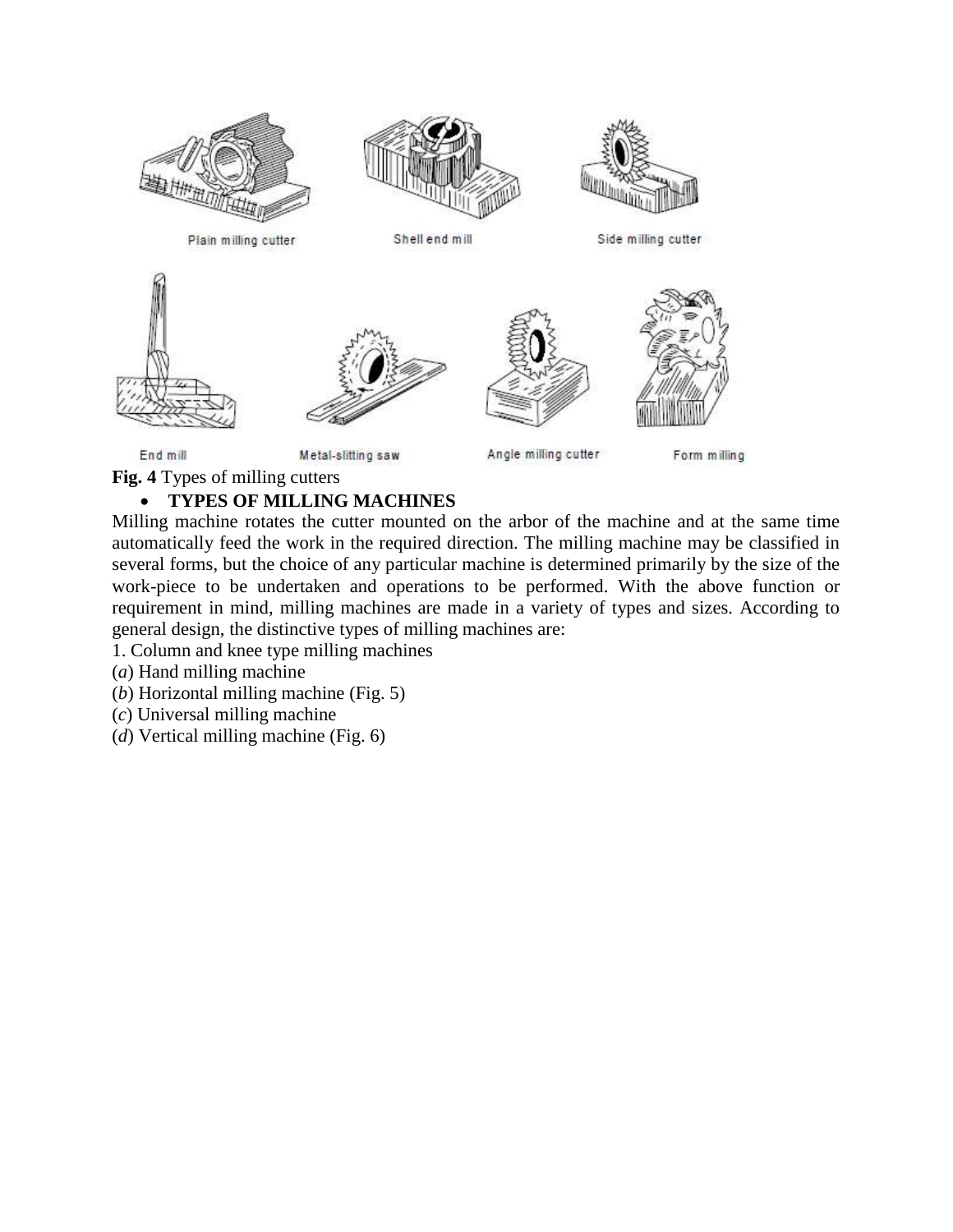Plain milling cutter

Shell end mill

Side milling cutter

End mill

Metal-slitting saw

Angle milling cutter

Form milling

**Fig. 4** Types of milling cutters

- **TYPES OF MILLING MACHINES**

Milling machine rotates the cutter mounted on the arbor of the machine and at the same time automatically feed the work in the required direction. The milling machine may be classified in several forms, but the choice of any particular machine is determined primarily by the size of the work-piece to be undertaken and operations to be performed. With the above function or requirement in mind, milling machines are made in a variety of types and sizes. According to general design, the distinctive types of milling machines are:

1. Column and knee type milling machines

(*a*) Hand milling machine

(*b*) Horizontal milling machine (Fig. 5)

(*c*) Universal milling machine

(*d*) Vertical milling machine (Fig. 6)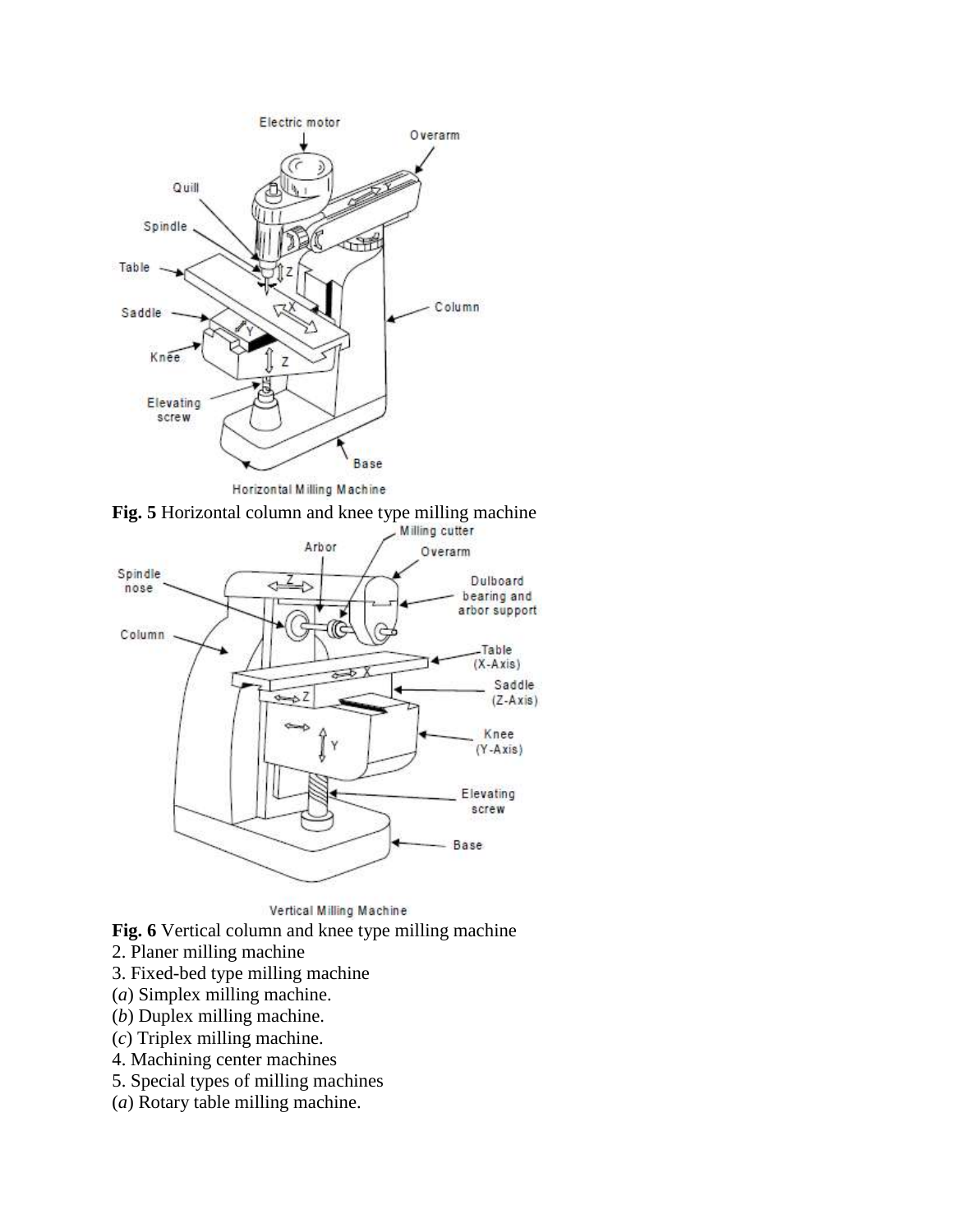**Fig. 5** Horizontal column and knee type milling machine

**Fig. 6** Vertical column and knee type milling machine

2. Planer milling machine
3. Fixed-bed type milling machine

(*a*) Simplex milling machine.

(*b*) Duplex milling machine.

(*c*) Triplex milling machine.

4. Machining center machines
5. Special types of milling machines

(*a*) Rotary table milling machine.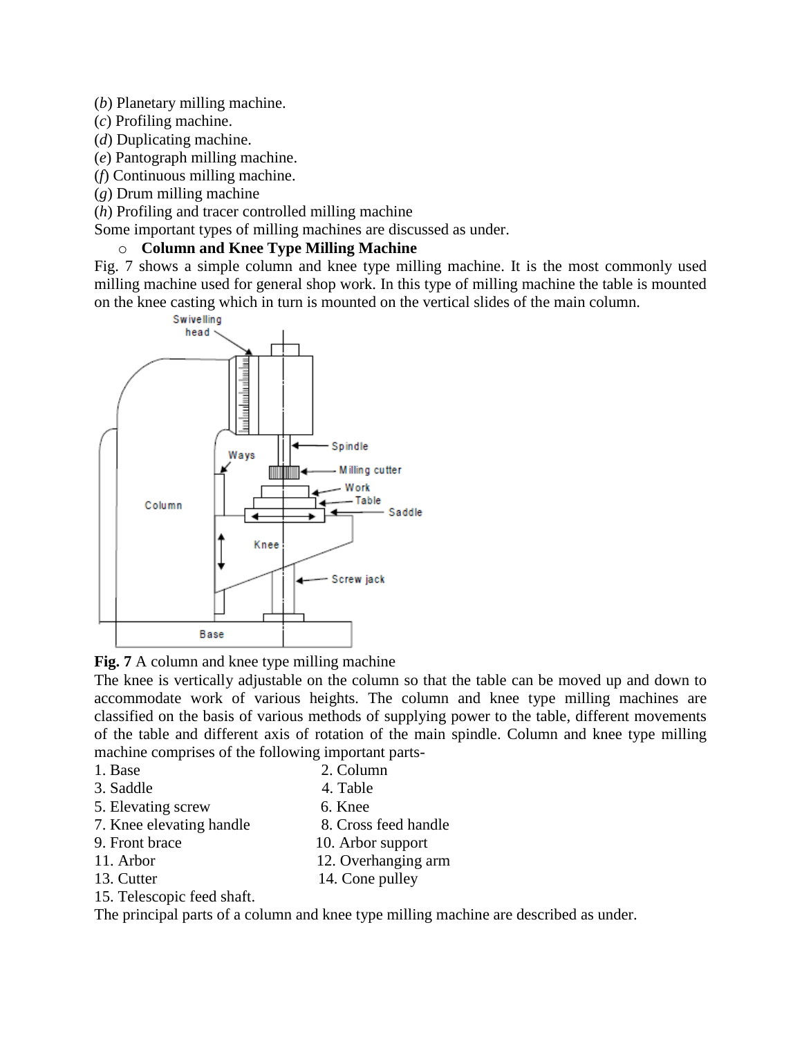(*b*) Planetary milling machine.
(*c*) Profiling machine.
(*d*) Duplicating machine.
(*e*) Pantograph milling machine.
(*f*) Continuous milling machine.
(*g*) Drum milling machine
(*h*) Profiling and tracer controlled milling machine

Some important types of milling machines are discussed as under.

- **Column and Knee Type Milling Machine**

Fig. 7 shows a simple column and knee type milling machine. It is the most commonly used milling machine used for general shop work. In this type of milling machine the table is mounted on the knee casting which in turn is mounted on the vertical slides of the main column.

**Fig. 7** A column and knee type milling machine

The knee is vertically adjustable on the column so that the table can be moved up and down to accommodate work of various heights. The column and knee type milling machines are classified on the basis of various methods of supplying power to the table, different movements of the table and different axis of rotation of the main spindle. Column and knee type milling machine comprises of the following important parts-

1. Base
2. Column
3. Saddle
4. Table
5. Elevating screw
6. Knee
7. Knee elevating handle
8. Cross feed handle
9. Front brace
10. Arbor support
11. Arbor
12. Overhanging arm
13. Cutter
14. Cone pulley
15. Telescopic feed shaft.

The principal parts of a column and knee type milling machine are described as under.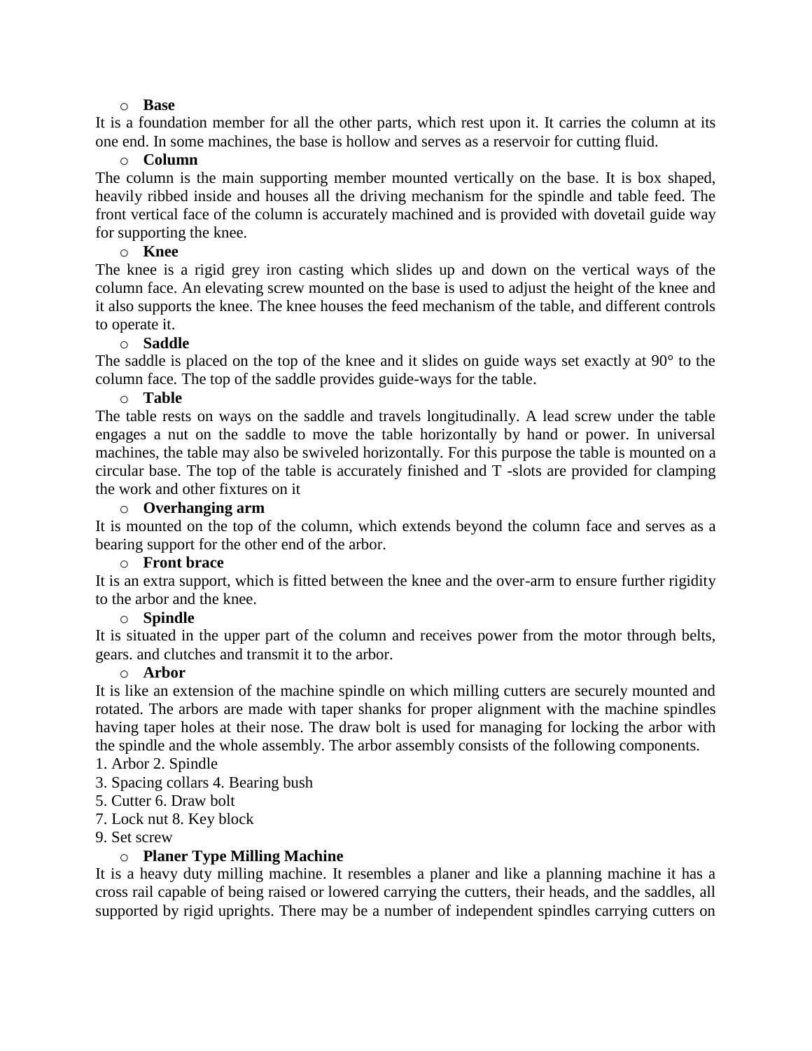- **Base**

It is a foundation member for all the other parts, which rest upon it. It carries the column at its one end. In some machines, the base is hollow and serves as a reservoir for cutting fluid.

- **Column**

The column is the main supporting member mounted vertically on the base. It is box shaped, heavily ribbed inside and houses all the driving mechanism for the spindle and table feed. The front vertical face of the column is accurately machined and is provided with dovetail guide way for supporting the knee.

- **Knee**

The knee is a rigid grey iron casting which slides up and down on the vertical ways of the column face. An elevating screw mounted on the base is used to adjust the height of the knee and it also supports the knee. The knee houses the feed mechanism of the table, and different controls to operate it.

- **Saddle**

The saddle is placed on the top of the knee and it slides on guide ways set exactly at 90° to the column face. The top of the saddle provides guide-ways for the table.

- **Table**

The table rests on ways on the saddle and travels longitudinally. A lead screw under the table engages a nut on the saddle to move the table horizontally by hand or power. In universal machines, the table may also be swiveled horizontally. For this purpose the table is mounted on a circular base. The top of the table is accurately finished and T -slots are provided for clamping the work and other fixtures on it

- **Overhanging arm**

It is mounted on the top of the column, which extends beyond the column face and serves as a bearing support for the other end of the arbor.

- **Front brace**

It is an extra support, which is fitted between the knee and the over-arm to ensure further rigidity to the arbor and the knee.

- **Spindle**

It is situated in the upper part of the column and receives power from the motor through belts, gears. and clutches and transmit it to the arbor.

- **Arbor**

It is like an extension of the machine spindle on which milling cutters are securely mounted and rotated. The arbors are made with taper shanks for proper alignment with the machine spindles having taper holes at their nose. The draw bolt is used for managing for locking the arbor with the spindle and the whole assembly. The arbor assembly consists of the following components.

1. Arbor 2. Spindle
3. Spacing collars 4. Bearing bush
5. Cutter 6. Draw bolt
7. Lock nut 8. Key block
9. Set screw

- **Planer Type Milling Machine**

It is a heavy duty milling machine. It resembles a planer and like a planning machine it has a cross rail capable of being raised or lowered carrying the cutters, their heads, and the saddles, all supported by rigid uprights. There may be a number of independent spindles carrying cutters on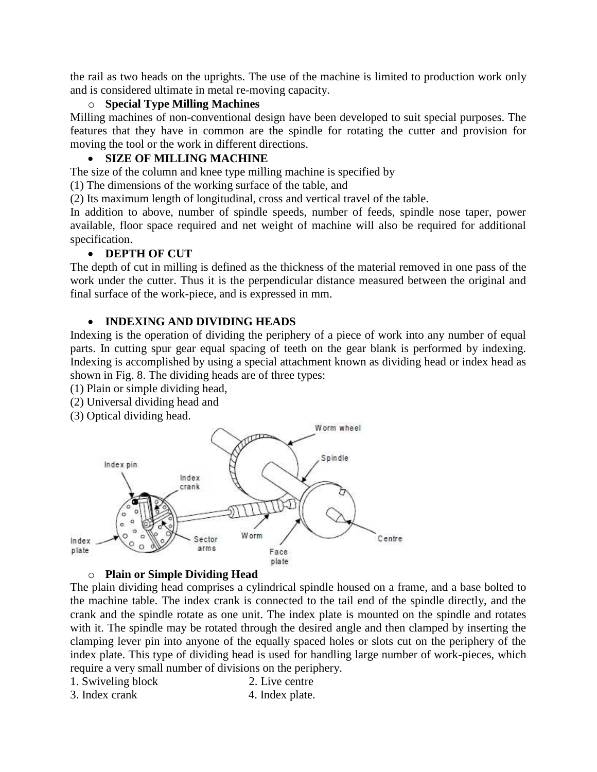the rail as two heads on the uprights. The use of the machine is limited to production work only and is considered ultimate in metal re-moving capacity.

- **Special Type Milling Machines**

Milling machines of non-conventional design have been developed to suit special purposes. The features that they have in common are the spindle for rotating the cutter and provision for moving the tool or the work in different directions.

- **SIZE OF MILLING MACHINE**

The size of the column and knee type milling machine is specified by

(1) The dimensions of the working surface of the table, and

(2) Its maximum length of longitudinal, cross and vertical travel of the table.

In addition to above, number of spindle speeds, number of feeds, spindle nose taper, power available, floor space required and net weight of machine will also be required for additional specification.

- **DEPTH OF CUT**

The depth of cut in milling is defined as the thickness of the material removed in one pass of the work under the cutter. Thus it is the perpendicular distance measured between the original and final surface of the work-piece, and is expressed in mm.

- **INDEXING AND DIVIDING HEADS**

Indexing is the operation of dividing the periphery of a piece of work into any number of equal parts. In cutting spur gear equal spacing of teeth on the gear blank is performed by indexing. Indexing is accomplished by using a special attachment known as dividing head or index head as shown in Fig. 8. The dividing heads are of three types:

(1) Plain or simple dividing head,

(2) Universal dividing head and

(3) Optical dividing head.

- **Plain or Simple Dividing Head**

The plain dividing head comprises a cylindrical spindle housed on a frame, and a base bolted to the machine table. The index crank is connected to the tail end of the spindle directly, and the crank and the spindle rotate as one unit. The index plate is mounted on the spindle and rotates with it. The spindle may be rotated through the desired angle and then clamped by inserting the clamping lever pin into anyone of the equally spaced holes or slots cut on the periphery of the index plate. This type of dividing head is used for handling large number of work-pieces, which require a very small number of divisions on the periphery.

1. Swiveling block
2. Live centre
3. Index crank
4. Index plate.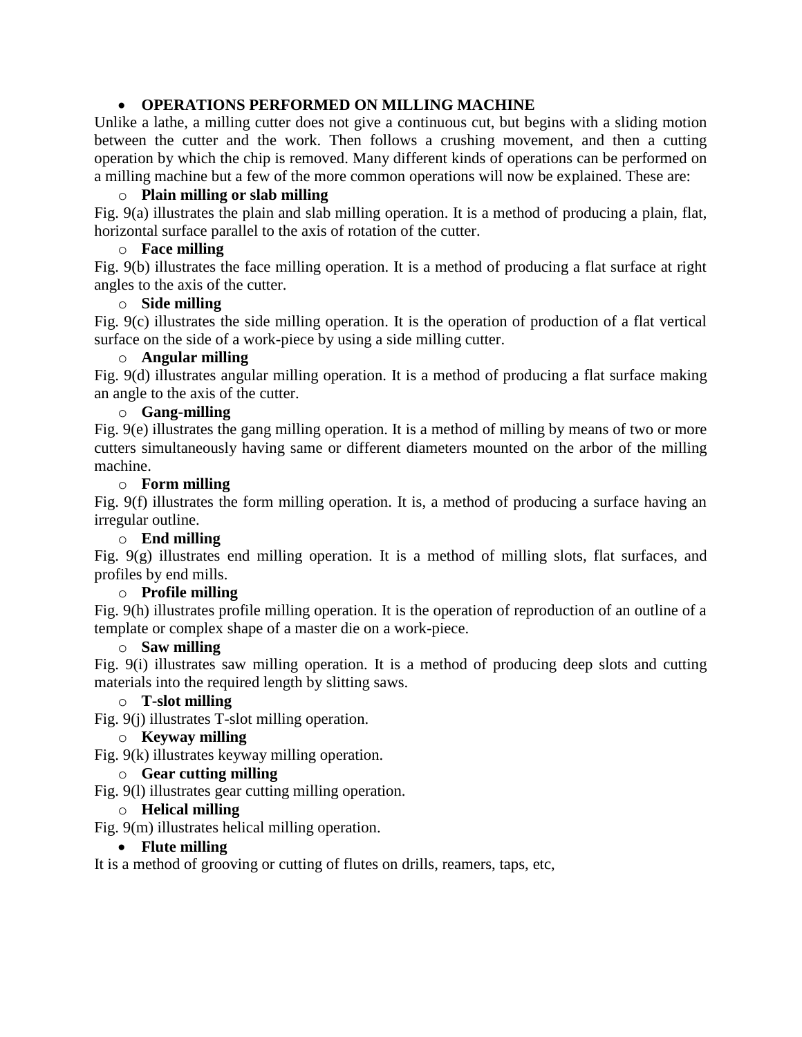- **OPERATIONS PERFORMED ON MILLING MACHINE**

Unlike a lathe, a milling cutter does not give a continuous cut, but begins with a sliding motion between the cutter and the work. Then follows a crushing movement, and then a cutting operation by which the chip is removed. Many different kinds of operations can be performed on a milling machine but a few of the more common operations will now be explained. These are:

  - **Plain milling or slab milling**

Fig. 9(a) illustrates the plain and slab milling operation. It is a method of producing a plain, flat, horizontal surface parallel to the axis of rotation of the cutter.

  - **Face milling**

Fig. 9(b) illustrates the face milling operation. It is a method of producing a flat surface at right angles to the axis of the cutter.

  - **Side milling**

Fig. 9(c) illustrates the side milling operation. It is the operation of production of a flat vertical surface on the side of a work-piece by using a side milling cutter.

  - **Angular milling**

Fig. 9(d) illustrates angular milling operation. It is a method of producing a flat surface making an angle to the axis of the cutter.

  - **Gang-milling**

Fig. 9(e) illustrates the gang milling operation. It is a method of milling by means of two or more cutters simultaneously having same or different diameters mounted on the arbor of the milling machine.

  - **Form milling**

Fig. 9(f) illustrates the form milling operation. It is, a method of producing a surface having an irregular outline.

  - **End milling**

Fig. 9(g) illustrates end milling operation. It is a method of milling slots, flat surfaces, and profiles by end mills.

  - **Profile milling**

Fig. 9(h) illustrates profile milling operation. It is the operation of reproduction of an outline of a template or complex shape of a master die on a work-piece.

  - **Saw milling**

Fig. 9(i) illustrates saw milling operation. It is a method of producing deep slots and cutting materials into the required length by slitting saws.

  - **T-slot milling**

Fig. 9(j) illustrates T-slot milling operation.

  - **Keyway milling**

Fig. 9(k) illustrates keyway milling operation.

  - **Gear cutting milling**

Fig. 9(l) illustrates gear cutting milling operation.

  - **Helical milling**

Fig. 9(m) illustrates helical milling operation.

- **Flute milling**

It is a method of grooving or cutting of flutes on drills, reamers, taps, etc,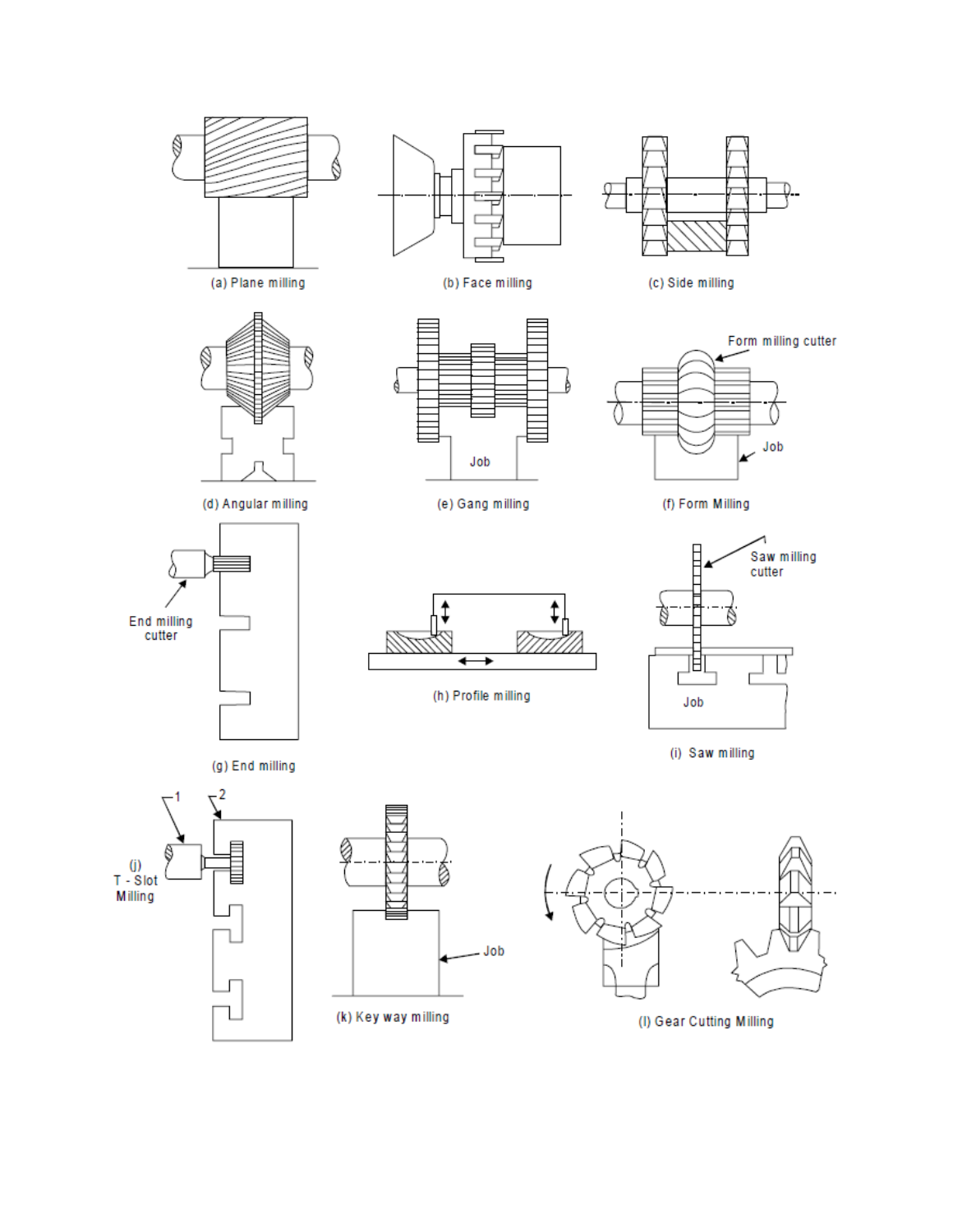(a) Plane milling

(b) Face milling

(c) Side milling

(d) Angular milling

Job

(e) Gang milling

Form milling cutter

Job

(f) Form Milling

End milling cutter

(g) End milling

(h) Profile milling

Saw milling cutter

Job

(i) Saw milling

1

2

(j) T - Slot Milling

Job

(k) Key way milling

(l) Gear Cutting Milling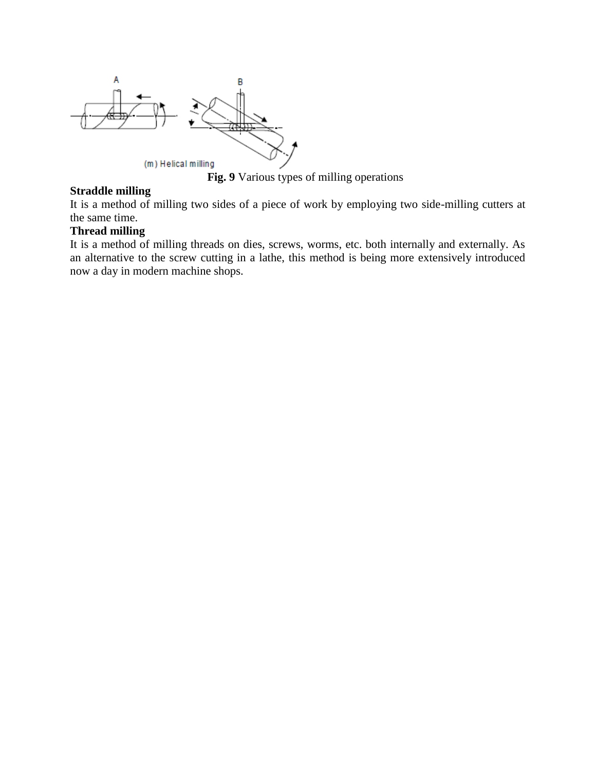A

B

(m) Helical milling

**Fig. 9** Various types of milling operations

**Straddle milling**

It is a method of milling two sides of a piece of work by employing two side-milling cutters at the same time.

**Thread milling**

It is a method of milling threads on dies, screws, worms, etc. both internally and externally. As an alternative to the screw cutting in a lathe, this method is being more extensively introduced now a day in modern machine shops.